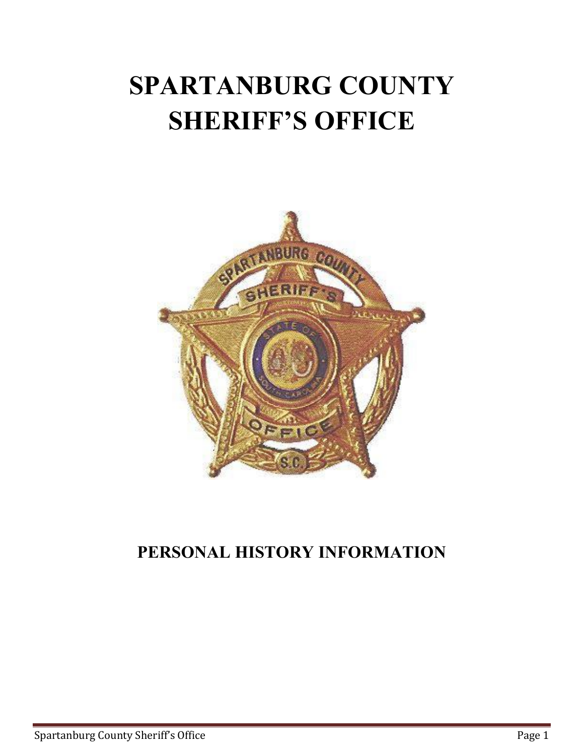# SPARTANBURG COUNTY SHERIFF'S OFFICE

## PERSONAL HISTORY INFORMATION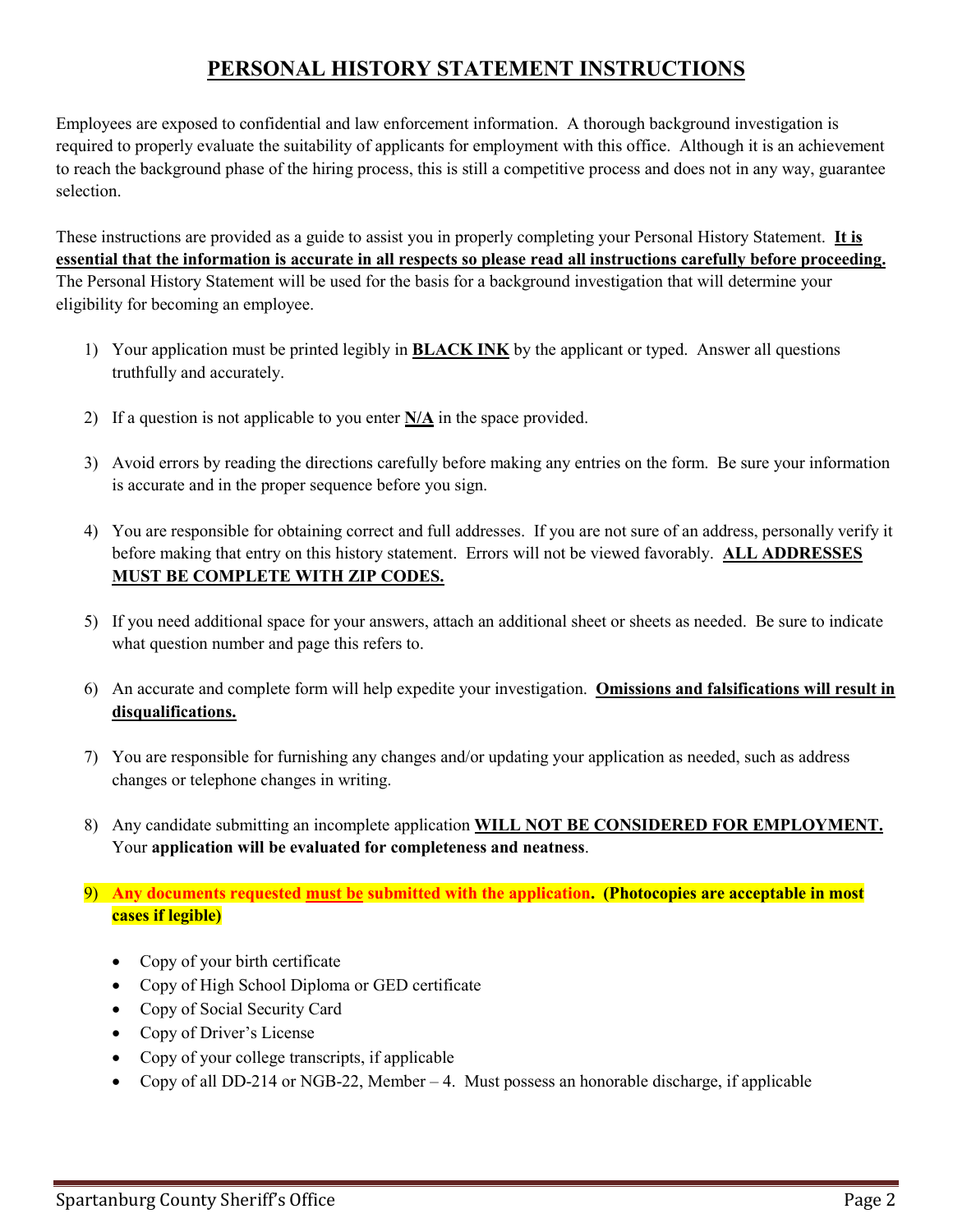# PERSONAL HISTORY STATEMENT INSTRUCTIONS

Employees are exposed to confidential and law enforcement information. A thorough background investigation is required to properly evaluate the suitability of applicants for employment with this office. Although it is an achievement to reach the background phase of the hiring process, this is still a competitive process and does not in any way, guarantee selection.

These instructions are provided as a guide to assist you in properly completing your Personal History Statement. **It is essential that the information is accurate in all respects so please read all instructions carefully before proceeding.** The Personal History Statement will be used for the basis for a background investigation that will determine your eligibility for becoming an employee.

1) Your application must be printed legibly in **BLACK INK** by the applicant or typed. Answer all questions truthfully and accurately.

2) If a question is not applicable to you enter **N/A** in the space provided.

3) Avoid errors by reading the directions carefully before making any entries on the form. Be sure your information is accurate and in the proper sequence before you sign.

4) You are responsible for obtaining correct and full addresses. If you are not sure of an address, personally verify it before making that entry on this history statement. Errors will not be viewed favorably. **ALL ADDRESSES MUST BE COMPLETE WITH ZIP CODES.**

5) If you need additional space for your answers, attach an additional sheet or sheets as needed. Be sure to indicate what question number and page this refers to.

6) An accurate and complete form will help expedite your investigation. **Omissions and falsifications will result in disqualifications.**

7) You are responsible for furnishing any changes and/or updating your application as needed, such as address changes or telephone changes in writing.

8) Any candidate submitting an incomplete application **WILL NOT BE CONSIDERED FOR EMPLOYMENT.** Your **application will be evaluated for completeness and neatness**.

9) **Any documents requested must be submitted with the application. (Photocopies are acceptable in most cases if legible)**

   - Copy of your birth certificate
   - Copy of High School Diploma or GED certificate
   - Copy of Social Security Card
   - Copy of Driver's License
   - Copy of your college transcripts, if applicable
   - Copy of all DD-214 or NGB-22, Member – 4. Must possess an honorable discharge, if applicable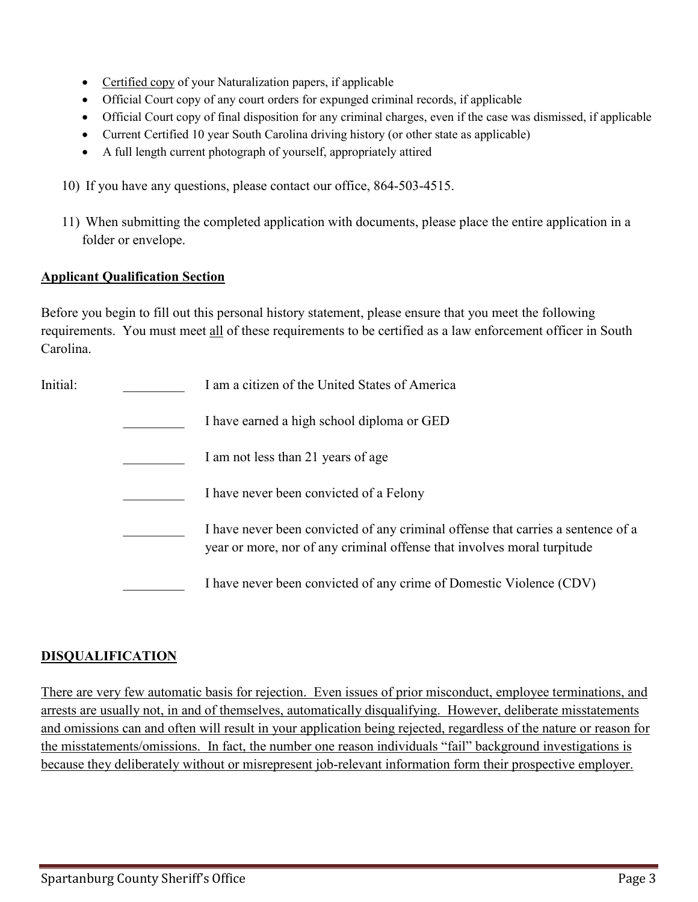- Certified copy of your Naturalization papers, if applicable
- Official Court copy of any court orders for expunged criminal records, if applicable
- Official Court copy of final disposition for any criminal charges, even if the case was dismissed, if applicable
- Current Certified 10 year South Carolina driving history (or other state as applicable)
- A full length current photograph of yourself, appropriately attired

10) If you have any questions, please contact our office, 864-503-4515.

11) When submitting the completed application with documents, please place the entire application in a folder or envelope.

## Applicant Qualification Section

Before you begin to fill out this personal history statement, please ensure that you meet the following requirements. You must meet all of these requirements to be certified as a law enforcement officer in South Carolina.

Initial:

_________ I am a citizen of the United States of America

_________ I have earned a high school diploma or GED

_________ I am not less than 21 years of age

_________ I have never been convicted of a Felony

_________ I have never been convicted of any criminal offense that carries a sentence of a year or more, nor of any criminal offense that involves moral turpitude

_________ I have never been convicted of any crime of Domestic Violence (CDV)

## DISQUALIFICATION

There are very few automatic basis for rejection. Even issues of prior misconduct, employee terminations, and arrests are usually not, in and of themselves, automatically disqualifying. However, deliberate misstatements and omissions can and often will result in your application being rejected, regardless of the nature or reason for the misstatements/omissions. In fact, the number one reason individuals "fail" background investigations is because they deliberately without or misrepresent job-relevant information form their prospective employer.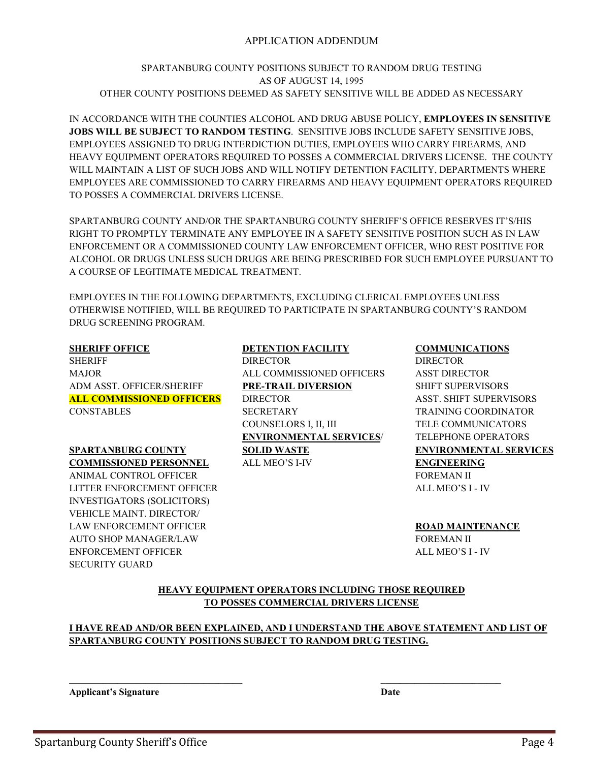# APPLICATION ADDENDUM

SPARTANBURG COUNTY POSITIONS SUBJECT TO RANDOM DRUG TESTING
AS OF AUGUST 14, 1995
OTHER COUNTY POSITIONS DEEMED AS SAFETY SENSITIVE WILL BE ADDED AS NECESSARY

IN ACCORDANCE WITH THE COUNTIES ALCOHOL AND DRUG ABUSE POLICY, **EMPLOYEES IN SENSITIVE JOBS WILL BE SUBJECT TO RANDOM TESTING**. SENSITIVE JOBS INCLUDE SAFETY SENSITIVE JOBS, EMPLOYEES ASSIGNED TO DRUG INTERDICTION DUTIES, EMPLOYEES WHO CARRY FIREARMS, AND HEAVY EQUIPMENT OPERATORS REQUIRED TO POSSES A COMMERCIAL DRIVERS LICENSE. THE COUNTY WILL MAINTAIN A LIST OF SUCH JOBS AND WILL NOTIFY DETENTION FACILITY, DEPARTMENTS WHERE EMPLOYEES ARE COMMISSIONED TO CARRY FIREARMS AND HEAVY EQUIPMENT OPERATORS REQUIRED TO POSSES A COMMERCIAL DRIVERS LICENSE.

SPARTANBURG COUNTY AND/OR THE SPARTANBURG COUNTY SHERIFF'S OFFICE RESERVES IT'S/HIS RIGHT TO PROMPTLY TERMINATE ANY EMPLOYEE IN A SAFETY SENSITIVE POSITION SUCH AS IN LAW ENFORCEMENT OR A COMMISSIONED COUNTY LAW ENFORCEMENT OFFICER, WHO REST POSITIVE FOR ALCOHOL OR DRUGS UNLESS SUCH DRUGS ARE BEING PRESCRIBED FOR SUCH EMPLOYEE PURSUANT TO A COURSE OF LEGITIMATE MEDICAL TREATMENT.

EMPLOYEES IN THE FOLLOWING DEPARTMENTS, EXCLUDING CLERICAL EMPLOYEES UNLESS OTHERWISE NOTIFIED, WILL BE REQUIRED TO PARTICIPATE IN SPARTANBURG COUNTY'S RANDOM DRUG SCREENING PROGRAM.

**SHERIFF OFFICE**
- SHERIFF
- MAJOR
- ADM ASST. OFFICER/SHERIFF
- **ALL COMMISSIONED OFFICERS**
- CONSTABLES

**SPARTANBURG COUNTY COMMISSIONED PERSONNEL**
- ANIMAL CONTROL OFFICER
- LITTER ENFORCEMENT OFFICER
- INVESTIGATORS (SOLICITORS)
- VEHICLE MAINT. DIRECTOR/ LAW ENFORCEMENT OFFICER
- AUTO SHOP MANAGER/LAW ENFORCEMENT OFFICER
- SECURITY GUARD

**DETENTION FACILITY**
- DIRECTOR
- ALL COMMISSIONED OFFICERS

**PRE-TRAIL DIVERSION**
- DIRECTOR
- SECRETARY
- COUNSELORS I, II, III

**ENVIRONMENTAL SERVICES/ SOLID WASTE**
- ALL MEO'S I-IV

**COMMUNICATIONS**
- DIRECTOR
- ASST DIRECTOR
- SHIFT SUPERVISORS
- ASST. SHIFT SUPERVISORS
- TRAINING COORDINATOR
- TELE COMMUNICATORS
- TELEPHONE OPERATORS

**ENVIRONMENTAL SERVICES ENGINEERING**
- FOREMAN II
- ALL MEO'S I - IV

**ROAD MAINTENANCE**
- FOREMAN II
- ALL MEO'S I - IV

**HEAVY EQUIPMENT OPERATORS INCLUDING THOSE REQUIRED TO POSSES COMMERCIAL DRIVERS LICENSE**

**I HAVE READ AND/OR BEEN EXPLAINED, AND I UNDERSTAND THE ABOVE STATEMENT AND LIST OF SPARTANBURG COUNTY POSITIONS SUBJECT TO RANDOM DRUG TESTING.**

\_\_\_\_\_\_\_\_\_\_\_\_\_\_\_\_\_\_\_\_\_\_\_\_\_\_\_\_\_\_\_\_\_\_\_\_
**Applicant's Signature**

\_\_\_\_\_\_\_\_\_\_\_\_\_\_\_\_\_\_\_\_\_\_\_\_\_\_
**Date**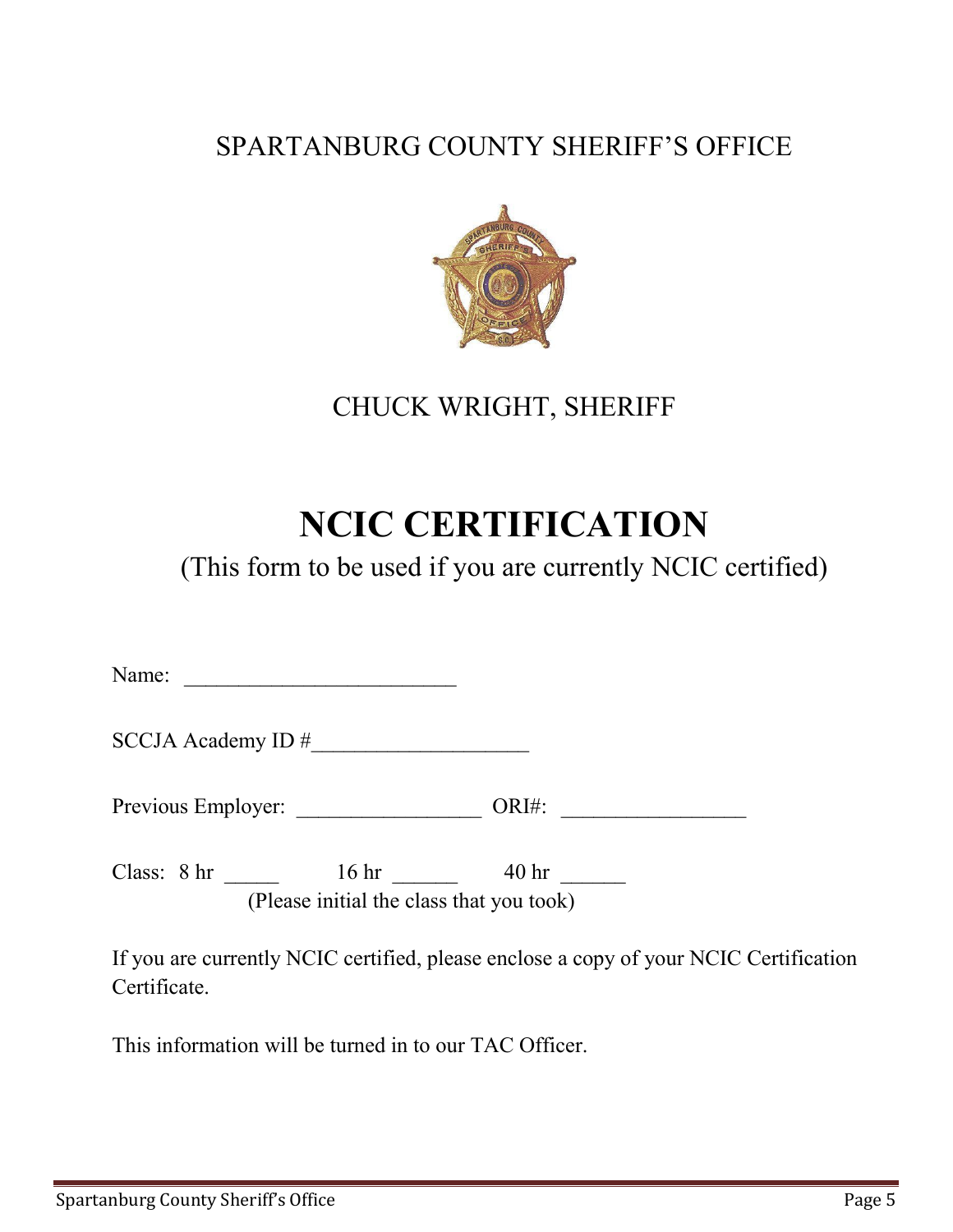SPARTANBURG COUNTY SHERIFF'S OFFICE

CHUCK WRIGHT, SHERIFF

# NCIC CERTIFICATION

(This form to be used if you are currently NCIC certified)

Name: _________________________

SCCJA Academy ID #____________________

Previous Employer: _________________ ORI#: _________________

Class: 8 hr _____ 16 hr ______ 40 hr ______
(Please initial the class that you took)

If you are currently NCIC certified, please enclose a copy of your NCIC Certification Certificate.

This information will be turned in to our TAC Officer.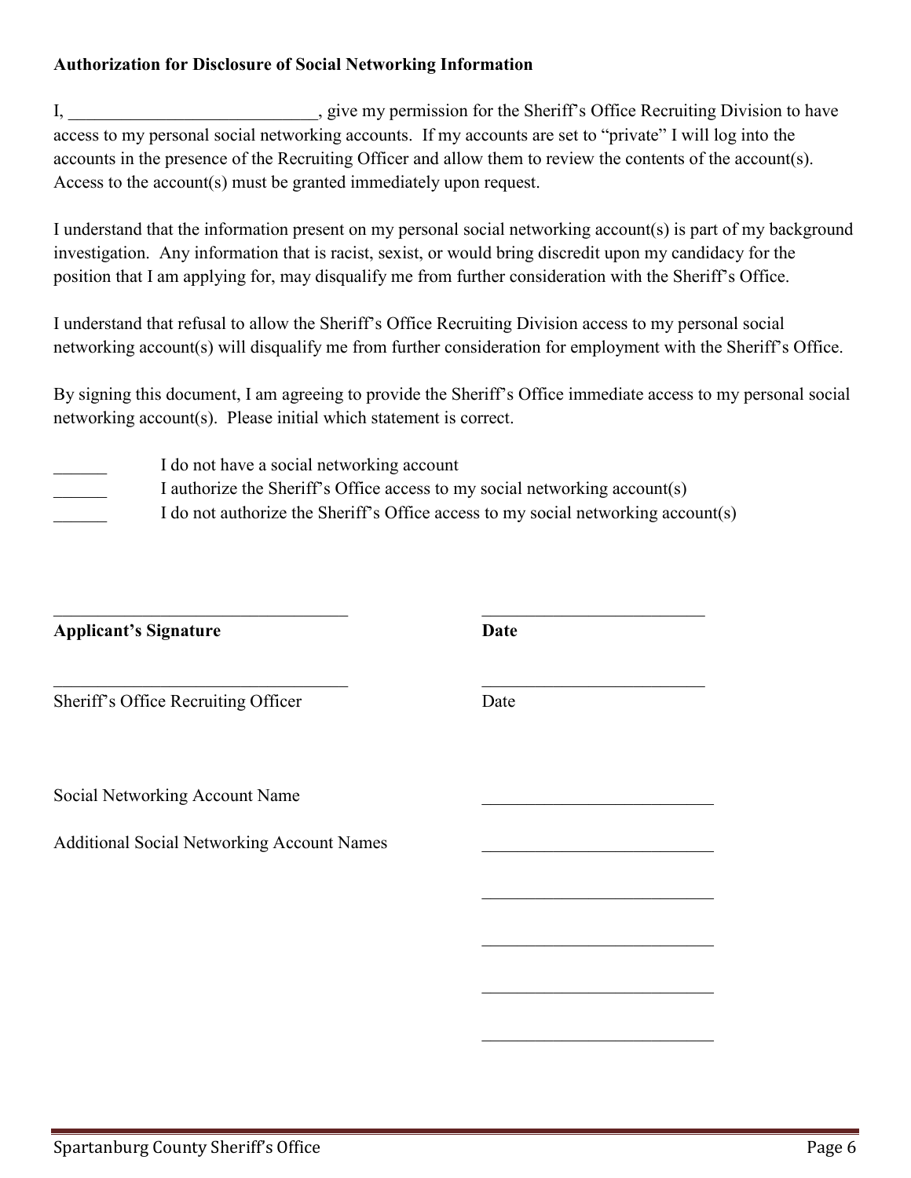**Authorization for Disclosure of Social Networking Information**

I, ____________________________, give my permission for the Sheriff's Office Recruiting Division to have access to my personal social networking accounts. If my accounts are set to "private" I will log into the accounts in the presence of the Recruiting Officer and allow them to review the contents of the account(s). Access to the account(s) must be granted immediately upon request.

I understand that the information present on my personal social networking account(s) is part of my background investigation. Any information that is racist, sexist, or would bring discredit upon my candidacy for the position that I am applying for, may disqualify me from further consideration with the Sheriff's Office.

I understand that refusal to allow the Sheriff's Office Recruiting Division access to my personal social networking account(s) will disqualify me from further consideration for employment with the Sheriff's Office.

By signing this document, I am agreeing to provide the Sheriff's Office immediate access to my personal social networking account(s). Please initial which statement is correct.

______ I do not have a social networking account

______ I authorize the Sheriff's Office access to my social networking account(s)

______ I do not authorize the Sheriff's Office access to my social networking account(s)

__________________________________ __________________________

**Applicant's Signature** **Date**

__________________________________ __________________________

Sheriff's Office Recruiting Officer Date

Social Networking Account Name ___________________________

Additional Social Networking Account Names ___________________________

___________________________

___________________________

___________________________

___________________________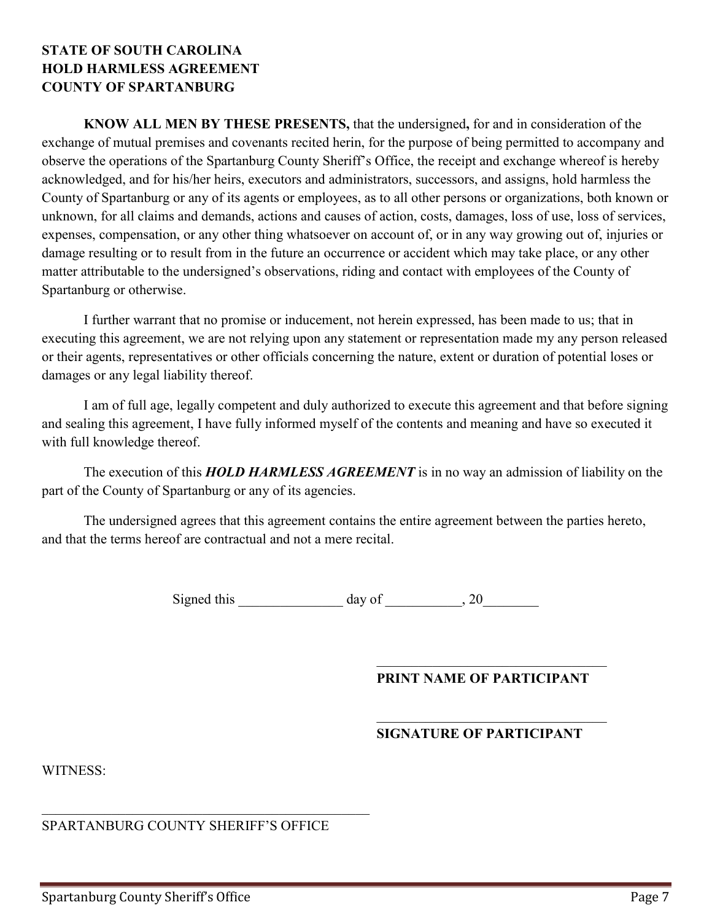**STATE OF SOUTH CAROLINA**
**HOLD HARMLESS AGREEMENT**
**COUNTY OF SPARTANBURG**

**KNOW ALL MEN BY THESE PRESENTS,** that the undersigned**,** for and in consideration of the exchange of mutual premises and covenants recited herin, for the purpose of being permitted to accompany and observe the operations of the Spartanburg County Sheriff's Office, the receipt and exchange whereof is hereby acknowledged, and for his/her heirs, executors and administrators, successors, and assigns, hold harmless the County of Spartanburg or any of its agents or employees, as to all other persons or organizations, both known or unknown, for all claims and demands, actions and causes of action, costs, damages, loss of use, loss of services, expenses, compensation, or any other thing whatsoever on account of, or in any way growing out of, injuries or damage resulting or to result from in the future an occurrence or accident which may take place, or any other matter attributable to the undersigned's observations, riding and contact with employees of the County of Spartanburg or otherwise.

I further warrant that no promise or inducement, not herein expressed, has been made to us; that in executing this agreement, we are not relying upon any statement or representation made my any person released or their agents, representatives or other officials concerning the nature, extent or duration of potential loses or damages or any legal liability thereof.

I am of full age, legally competent and duly authorized to execute this agreement and that before signing and sealing this agreement, I have fully informed myself of the contents and meaning and have so executed it with full knowledge thereof.

The execution of this ***HOLD HARMLESS AGREEMENT*** is in no way an admission of liability on the part of the County of Spartanburg or any of its agencies.

The undersigned agrees that this agreement contains the entire agreement between the parties hereto, and that the terms hereof are contractual and not a mere recital.

Signed this _______________ day of ___________, 20________

_________________________________
**PRINT NAME OF PARTICIPANT**

_________________________________
**SIGNATURE OF PARTICIPANT**

WITNESS:

_________________________________________________
SPARTANBURG COUNTY SHERIFF'S OFFICE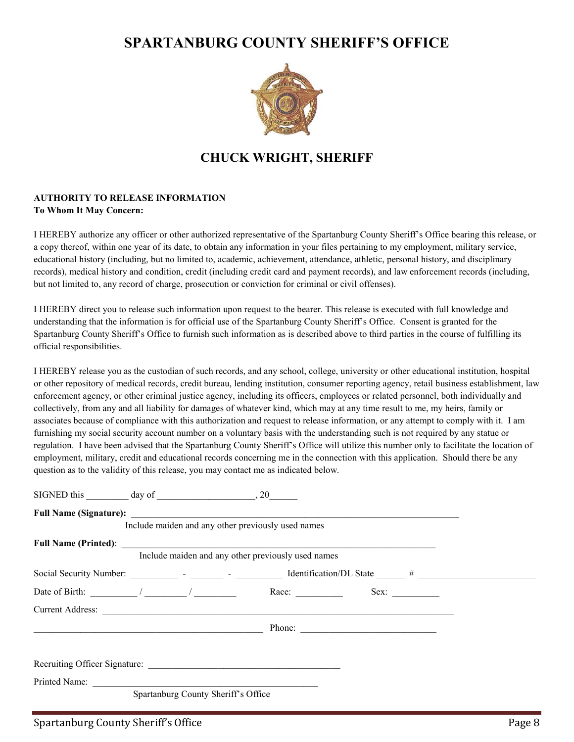# SPARTANBURG COUNTY SHERIFF'S OFFICE

## CHUCK WRIGHT, SHERIFF

**AUTHORITY TO RELEASE INFORMATION**
**To Whom It May Concern:**

I HEREBY authorize any officer or other authorized representative of the Spartanburg County Sheriff's Office bearing this release, or a copy thereof, within one year of its date, to obtain any information in your files pertaining to my employment, military service, educational history (including, but no limited to, academic, achievement, attendance, athletic, personal history, and disciplinary records), medical history and condition, credit (including credit card and payment records), and law enforcement records (including, but not limited to, any record of charge, prosecution or conviction for criminal or civil offenses).

I HEREBY direct you to release such information upon request to the bearer. This release is executed with full knowledge and understanding that the information is for official use of the Spartanburg County Sheriff's Office. Consent is granted for the Spartanburg County Sheriff's Office to furnish such information as is described above to third parties in the course of fulfilling its official responsibilities.

I HEREBY release you as the custodian of such records, and any school, college, university or other educational institution, hospital or other repository of medical records, credit bureau, lending institution, consumer reporting agency, retail business establishment, law enforcement agency, or other criminal justice agency, including its officers, employees or related personnel, both individually and collectively, from any and all liability for damages of whatever kind, which may at any time result to me, my heirs, family or associates because of compliance with this authorization and request to release information, or any attempt to comply with it. I am furnishing my social security account number on a voluntary basis with the understanding such is not required by any statue or regulation. I have been advised that the Spartanburg County Sheriff's Office will utilize this number only to facilitate the location of employment, military, credit and educational records concerning me in the connection with this application. Should there be any question as to the validity of this release, you may contact me as indicated below.

SIGNED this _________ day of ____________________, 20______

**Full Name (Signature):** ____________________________________________________________________________
Include maiden and any other previously used names

**Full Name (Printed)**: ____________________________________________________________________________
Include maiden and any other previously used names

Social Security Number: __________ - _______ - __________ Identification/DL State ______ # _________________________

Date of Birth: __________ / _________ / _________ Race: __________ Sex: __________

Current Address: ________________________________________________________________________________

__________________________________________________ Phone: _____________________________

Recruiting Officer Signature: __________________________________________

Printed Name: _________________________________________________
Spartanburg County Sheriff's Office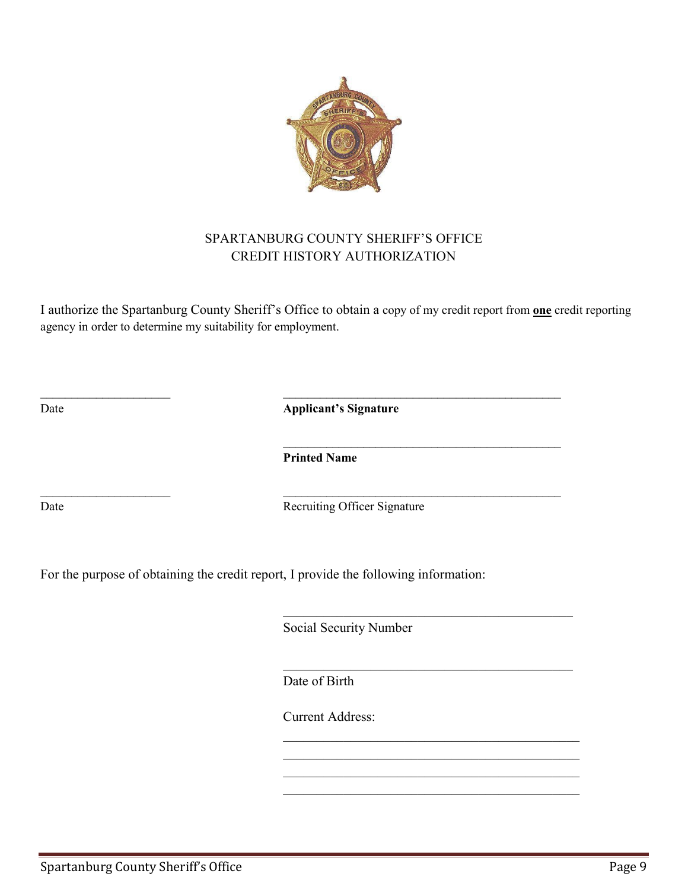# SPARTANBURG COUNTY SHERIFF'S OFFICE
## CREDIT HISTORY AUTHORIZATION

I authorize the Spartanburg County Sheriff's Office to obtain a copy of my credit report from **one** credit reporting agency in order to determine my suitability for employment.

_____________________ _____________________________________________

Date **Applicant's Signature**

_____________________________________________

**Printed Name**

_____________________ _____________________________________________

Date Recruiting Officer Signature

For the purpose of obtaining the credit report, I provide the following information:

_____________________________________________

Social Security Number

_____________________________________________

Date of Birth

Current Address:

_____________________________________________

_____________________________________________

_____________________________________________

_____________________________________________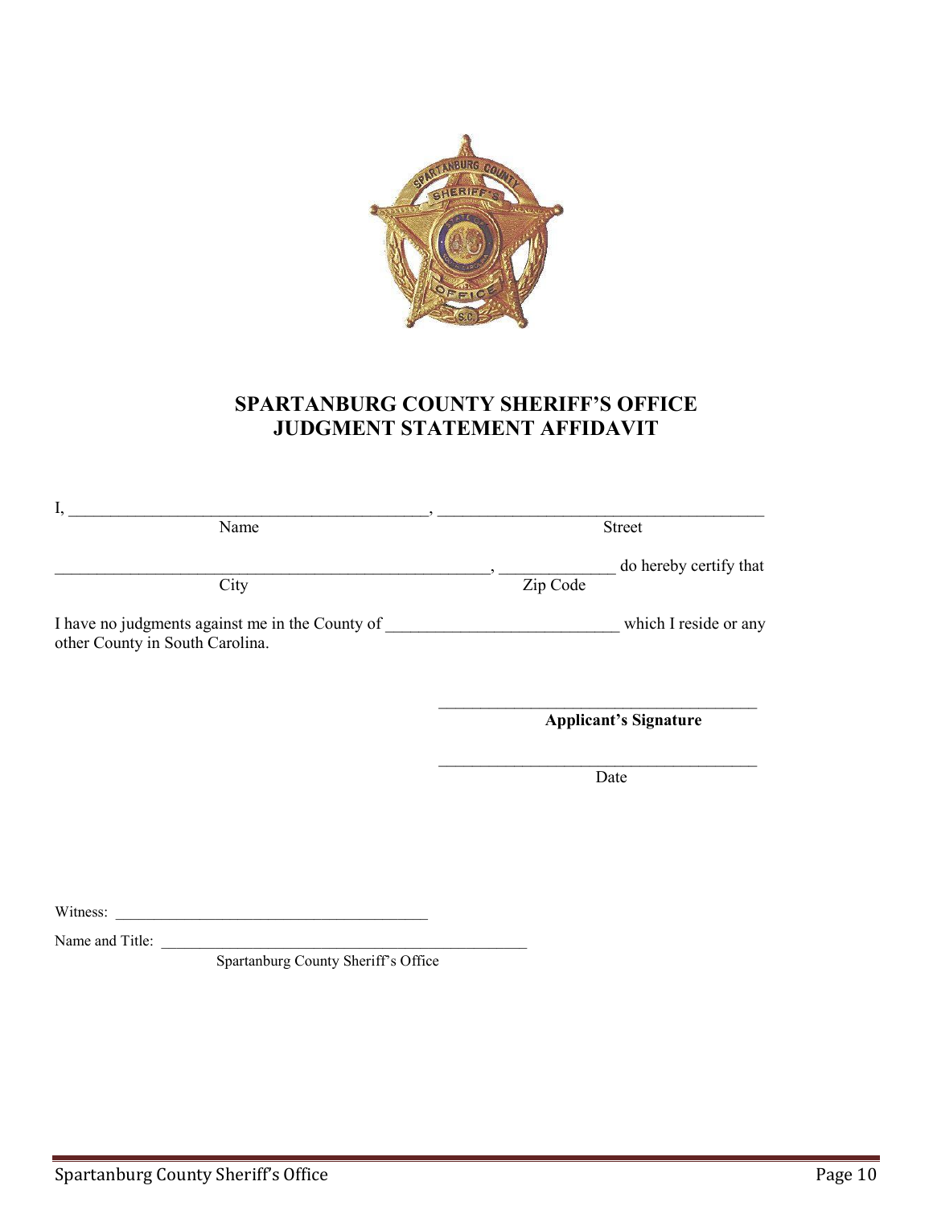# SPARTANBURG COUNTY SHERIFF'S OFFICE
# JUDGMENT STATEMENT AFFIDAVIT

I, _____________________________________________, ________________________________________

Name Street

_______________________________________________________, ______________ do hereby certify that

City Zip Code

I have no judgments against me in the County of ____________________________ which I reside or any other County in South Carolina.

_______________________________________

**Applicant's Signature**

_______________________________________

Date

Witness: _______________________________________

Name and Title: _______________________________________________

Spartanburg County Sheriff's Office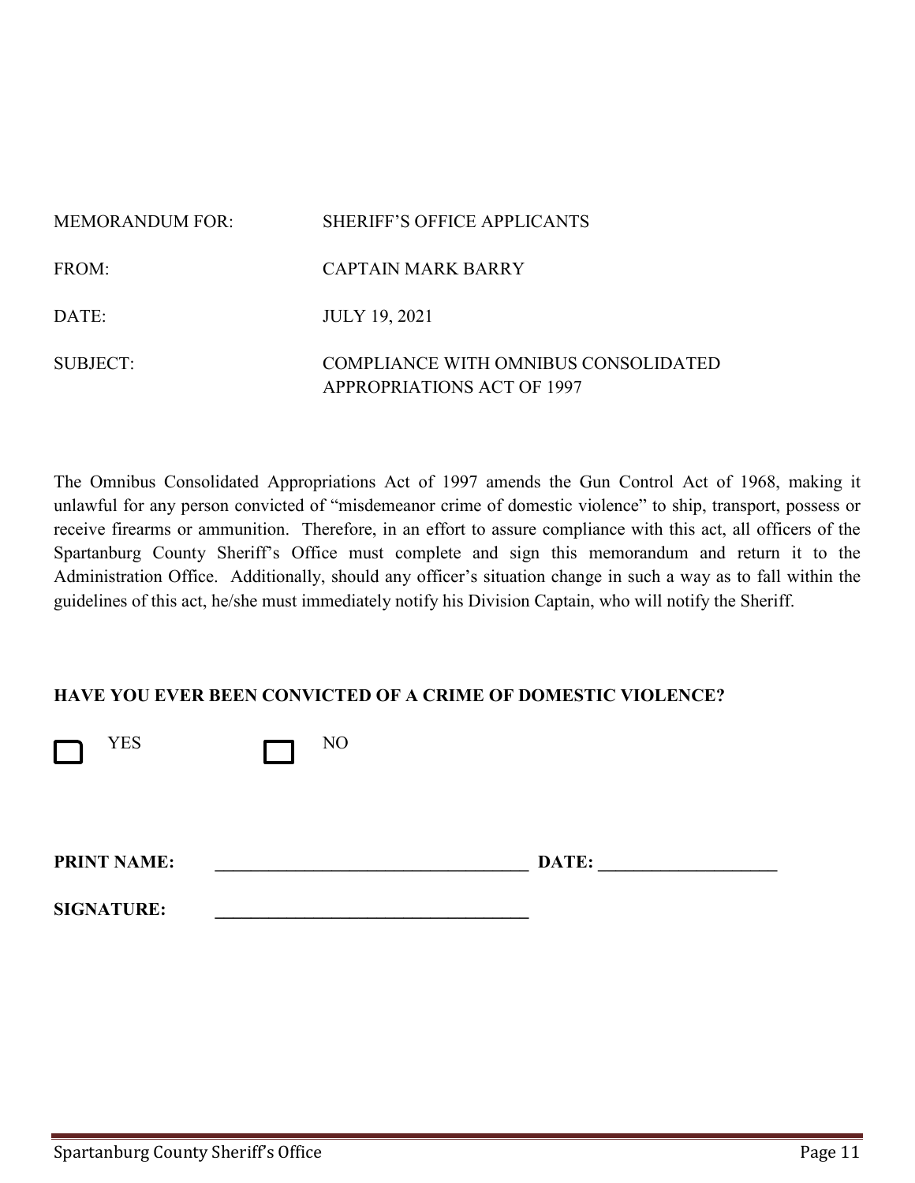| | |
|---|---|
| MEMORANDUM FOR: | SHERIFF'S OFFICE APPLICANTS |
| FROM: | CAPTAIN MARK BARRY |
| DATE: | JULY 19, 2021 |
| SUBJECT: | COMPLIANCE WITH OMNIBUS CONSOLIDATED APPROPRIATIONS ACT OF 1997 |

The Omnibus Consolidated Appropriations Act of 1997 amends the Gun Control Act of 1968, making it unlawful for any person convicted of "misdemeanor crime of domestic violence" to ship, transport, possess or receive firearms or ammunition. Therefore, in an effort to assure compliance with this act, all officers of the Spartanburg County Sheriff's Office must complete and sign this memorandum and return it to the Administration Office. Additionally, should any officer's situation change in such a way as to fall within the guidelines of this act, he/she must immediately notify his Division Captain, who will notify the Sheriff.

**HAVE YOU EVER BEEN CONVICTED OF A CRIME OF DOMESTIC VIOLENCE?**

☐ YES ☐ NO

**PRINT NAME:** ___________________________________ **DATE:** ____________________

**SIGNATURE:** ___________________________________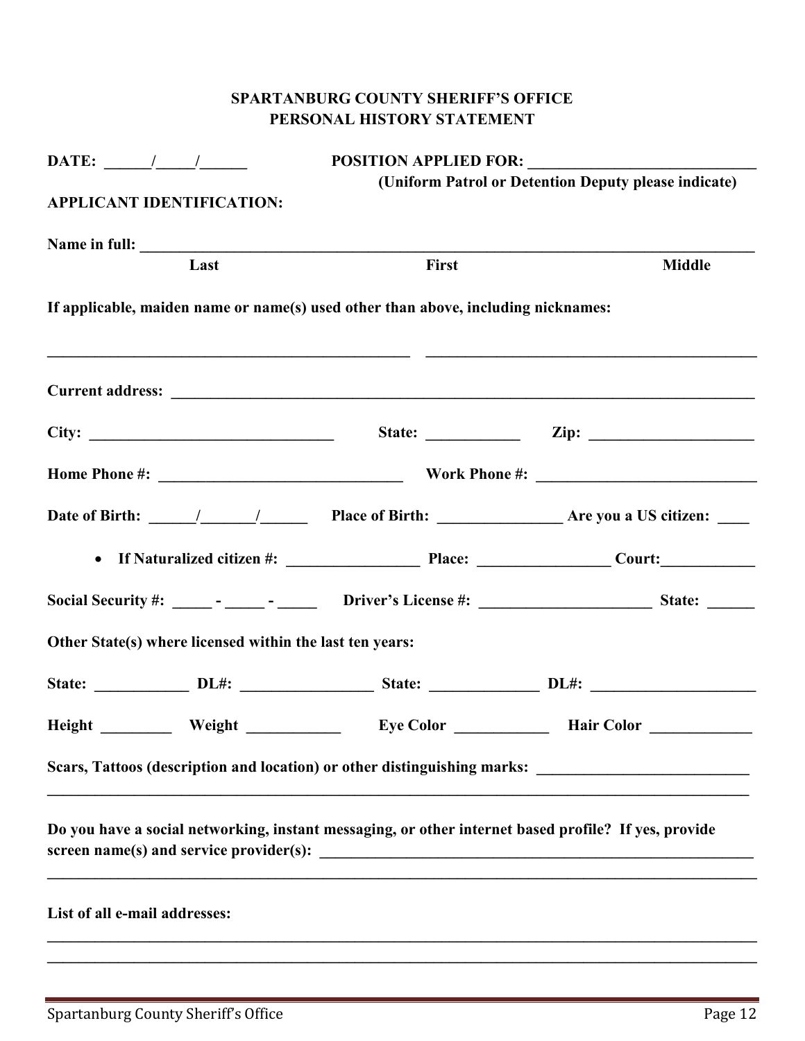## SPARTANBURG COUNTY SHERIFF'S OFFICE
## PERSONAL HISTORY STATEMENT

**DATE: ______/_____/______** **POSITION APPLIED FOR: _____________________________**
**(Uniform Patrol or Detention Deputy please indicate)**

**APPLICANT IDENTIFICATION:**

**Name in full: ___________________________________________________________________________**
**Last** **First** **Middle**

**If applicable, maiden name or name(s) used other than above, including nicknames:**

______________________________________________ __________________________________________

**Current address: _______________________________________________________________________**

**City: _______________________________** **State: ____________** **Zip: _____________________**

**Home Phone #: _______________________________** **Work Phone #: ____________________________**

**Date of Birth: ______/_______/______** **Place of Birth: _______________** **Are you a US citizen: ____**

- **If Naturalized citizen #: _________________** **Place: ________________** **Court:____________**

**Social Security #: _____ - _____ - _____** **Driver's License #: _____________________** **State: ______**

**Other State(s) where licensed within the last ten years:**

**State: ____________** **DL#: _________________** **State: ______________** **DL#: ____________________**

**Height _________** **Weight ___________** **Eye Color ____________** **Hair Color _____________**

**Scars, Tattoos (description and location) or other distinguishing marks: __________________________**
_________________________________________________________________________________________

**Do you have a social networking, instant messaging, or other internet based profile? If yes, provide screen name(s) and service provider(s): _________________________________________________________**
_________________________________________________________________________________________

**List of all e-mail addresses:**

_________________________________________________________________________________________
_________________________________________________________________________________________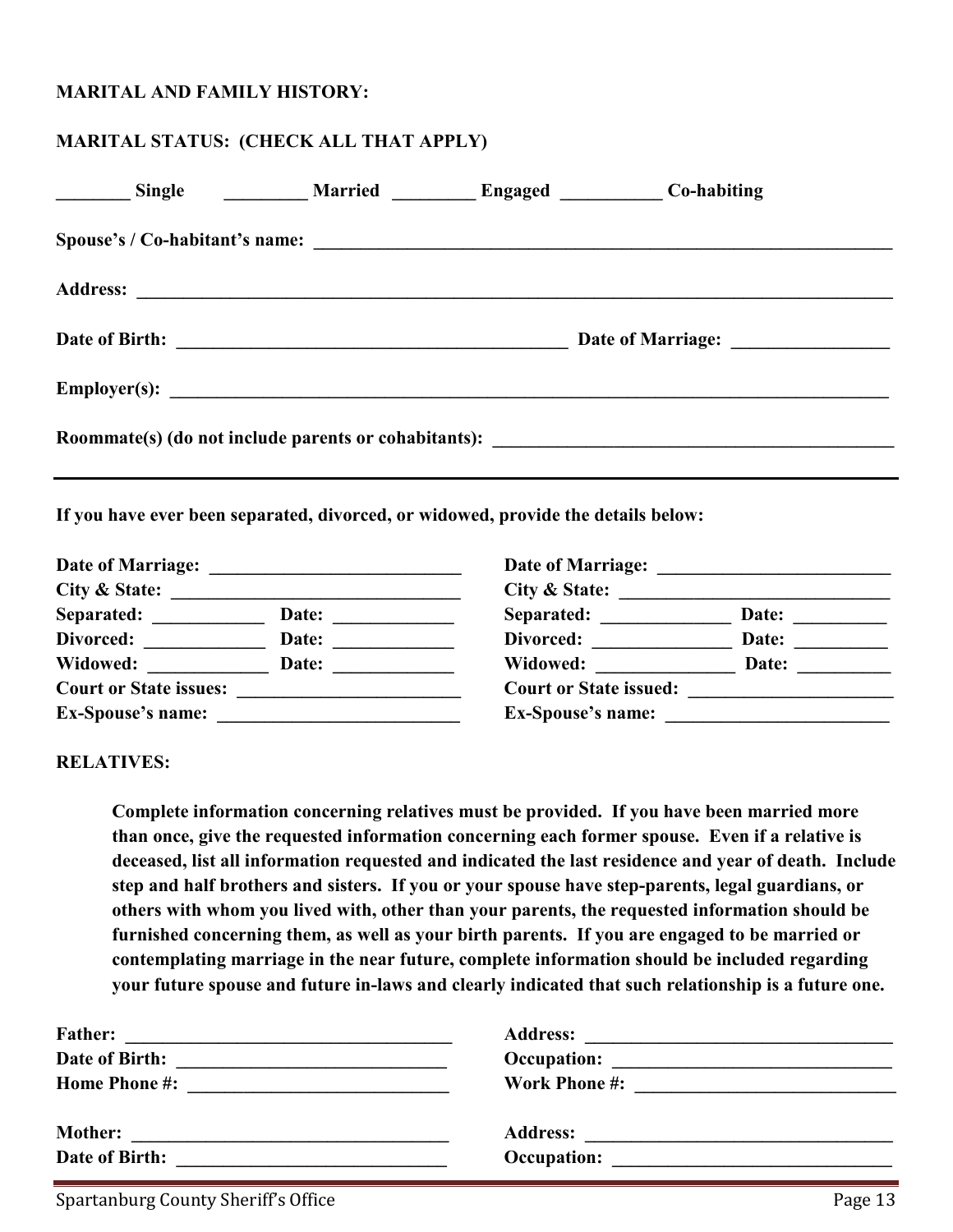**MARITAL AND FAMILY HISTORY:**

**MARITAL STATUS: (CHECK ALL THAT APPLY)**

**________ Single _________ Married _________ Engaged ___________ Co-habiting**

**Spouse's / Co-habitant's name: ________________________________________________________________**

**Address: ______________________________________________________________________________**

**Date of Birth: ___________________________________________ Date of Marriage: _________________**

**Employer(s): ___________________________________________________________________________**

**Roommate(s) (do not include parents or cohabitants): ____________________________________________**

---

**If you have ever been separated, divorced, or widowed, provide the details below:**

**Date of Marriage: ___________________________**
**City & State: _______________________________**
**Separated: ____________ Date: _____________**
**Divorced: _____________ Date: _____________**
**Widowed: _____________ Date: _____________**
**Court or State issues: ________________________**
**Ex-Spouse's name: __________________________**

**Date of Marriage: _________________________**
**City & State: _____________________________**
**Separated: ______________ Date: __________**
**Divorced: _______________ Date: __________**
**Widowed: _______________ Date: __________**
**Court or State issued: ______________________**
**Ex-Spouse's name: ________________________**

**RELATIVES:**

**Complete information concerning relatives must be provided. If you have been married more than once, give the requested information concerning each former spouse. Even if a relative is deceased, list all information requested and indicated the last residence and year of death. Include step and half brothers and sisters. If you or your spouse have step-parents, legal guardians, or others with whom you lived with, other than your parents, the requested information should be furnished concerning them, as well as your birth parents. If you are engaged to be married or contemplating marriage in the near future, complete information should be included regarding your future spouse and future in-laws and clearly indicated that such relationship is a future one.**

**Father: ___________________________________**
**Date of Birth: _____________________________**
**Home Phone #: ____________________________**

**Address: _________________________________**
**Occupation: ______________________________**
**Work Phone #: ____________________________**

**Mother: __________________________________**
**Date of Birth: _____________________________**

**Address: _________________________________**
**Occupation: ______________________________**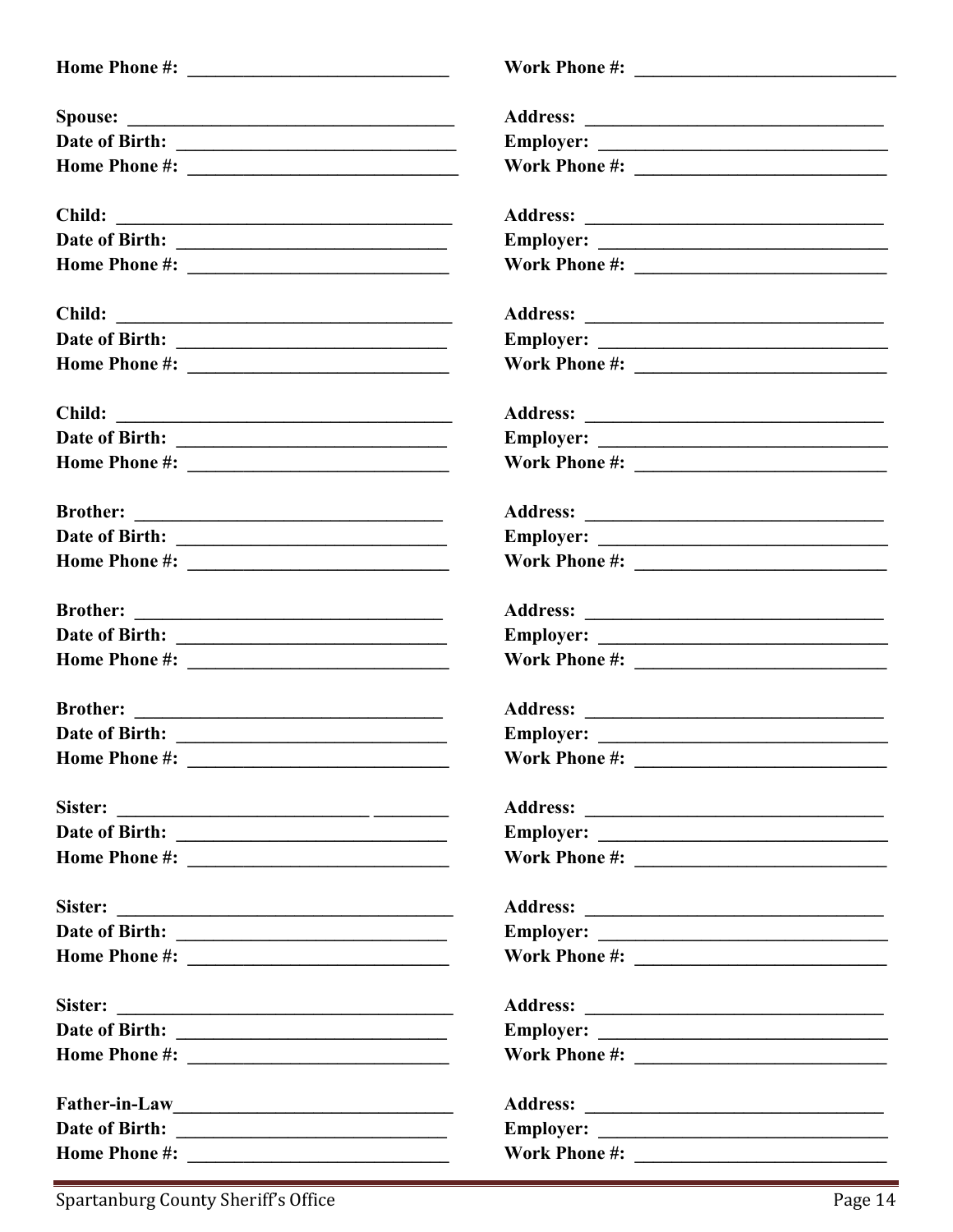**Home Phone #:** ______________________________ **Work Phone #:** ______________________________

**Spouse:** ______________________________ **Address:** ______________________________
**Date of Birth:** ______________________________ **Employer:** ______________________________
**Home Phone #:** ______________________________ **Work Phone #:** ______________________________

**Child:** ______________________________ **Address:** ______________________________
**Date of Birth:** ______________________________ **Employer:** ______________________________
**Home Phone #:** ______________________________ **Work Phone #:** ______________________________

**Child:** ______________________________ **Address:** ______________________________
**Date of Birth:** ______________________________ **Employer:** ______________________________
**Home Phone #:** ______________________________ **Work Phone #:** ______________________________

**Child:** ______________________________ **Address:** ______________________________
**Date of Birth:** ______________________________ **Employer:** ______________________________
**Home Phone #:** ______________________________ **Work Phone #:** ______________________________

**Brother:** ______________________________ **Address:** ______________________________
**Date of Birth:** ______________________________ **Employer:** ______________________________
**Home Phone #:** ______________________________ **Work Phone #:** ______________________________

**Brother:** ______________________________ **Address:** ______________________________
**Date of Birth:** ______________________________ **Employer:** ______________________________
**Home Phone #:** ______________________________ **Work Phone #:** ______________________________

**Brother:** ______________________________ **Address:** ______________________________
**Date of Birth:** ______________________________ **Employer:** ______________________________
**Home Phone #:** ______________________________ **Work Phone #:** ______________________________

**Sister:** ______________________________ **Address:** ______________________________
**Date of Birth:** ______________________________ **Employer:** ______________________________
**Home Phone #:** ______________________________ **Work Phone #:** ______________________________

**Sister:** ______________________________ **Address:** ______________________________
**Date of Birth:** ______________________________ **Employer:** ______________________________
**Home Phone #:** ______________________________ **Work Phone #:** ______________________________

**Sister:** ______________________________ **Address:** ______________________________
**Date of Birth:** ______________________________ **Employer:** ______________________________
**Home Phone #:** ______________________________ **Work Phone #:** ______________________________

**Father-in-Law**______________________________ **Address:** ______________________________
**Date of Birth:** ______________________________ **Employer:** ______________________________
**Home Phone #:** ______________________________ **Work Phone #:** ______________________________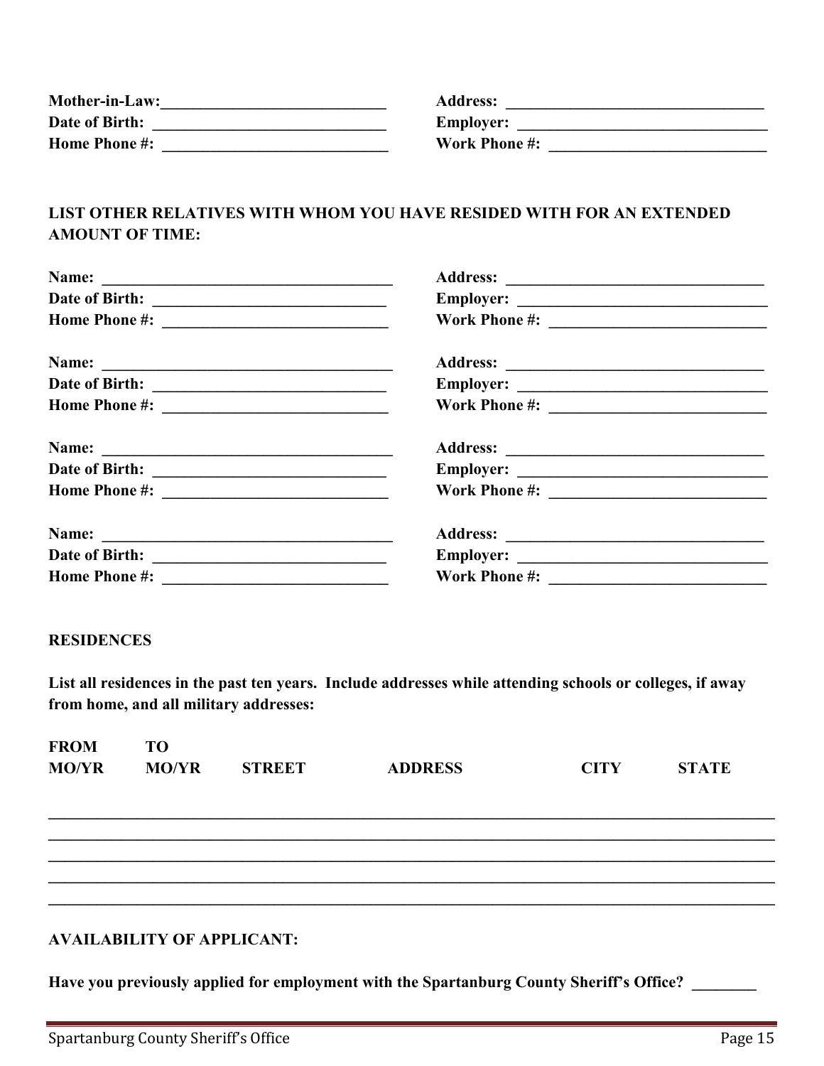**Mother-in-Law:**\_\_\_\_\_\_\_\_\_\_\_\_\_\_\_\_\_\_\_\_\_\_\_\_\_\_\_\_ **Address:** \_\_\_\_\_\_\_\_\_\_\_\_\_\_\_\_\_\_\_\_\_\_\_\_\_\_\_\_\_\_\_\_
**Date of Birth:** \_\_\_\_\_\_\_\_\_\_\_\_\_\_\_\_\_\_\_\_\_\_\_\_\_\_\_\_ **Employer:** \_\_\_\_\_\_\_\_\_\_\_\_\_\_\_\_\_\_\_\_\_\_\_\_\_\_\_\_\_\_\_\_
**Home Phone #:** \_\_\_\_\_\_\_\_\_\_\_\_\_\_\_\_\_\_\_\_\_\_\_\_\_\_\_\_ **Work Phone #:** \_\_\_\_\_\_\_\_\_\_\_\_\_\_\_\_\_\_\_\_\_\_\_\_\_\_\_\_

**LIST OTHER RELATIVES WITH WHOM YOU HAVE RESIDED WITH FOR AN EXTENDED AMOUNT OF TIME:**

**Name:** \_\_\_\_\_\_\_\_\_\_\_\_\_\_\_\_\_\_\_\_\_\_\_\_\_\_\_\_\_\_\_\_\_\_\_\_ **Address:** \_\_\_\_\_\_\_\_\_\_\_\_\_\_\_\_\_\_\_\_\_\_\_\_\_\_\_\_\_\_\_\_
**Date of Birth:** \_\_\_\_\_\_\_\_\_\_\_\_\_\_\_\_\_\_\_\_\_\_\_\_\_\_\_\_ **Employer:** \_\_\_\_\_\_\_\_\_\_\_\_\_\_\_\_\_\_\_\_\_\_\_\_\_\_\_\_\_\_\_\_
**Home Phone #:** \_\_\_\_\_\_\_\_\_\_\_\_\_\_\_\_\_\_\_\_\_\_\_\_\_\_\_\_ **Work Phone #:** \_\_\_\_\_\_\_\_\_\_\_\_\_\_\_\_\_\_\_\_\_\_\_\_\_\_\_\_

**Name:** \_\_\_\_\_\_\_\_\_\_\_\_\_\_\_\_\_\_\_\_\_\_\_\_\_\_\_\_\_\_\_\_\_\_\_\_ **Address:** \_\_\_\_\_\_\_\_\_\_\_\_\_\_\_\_\_\_\_\_\_\_\_\_\_\_\_\_\_\_\_\_
**Date of Birth:** \_\_\_\_\_\_\_\_\_\_\_\_\_\_\_\_\_\_\_\_\_\_\_\_\_\_\_\_ **Employer:** \_\_\_\_\_\_\_\_\_\_\_\_\_\_\_\_\_\_\_\_\_\_\_\_\_\_\_\_\_\_\_\_
**Home Phone #:** \_\_\_\_\_\_\_\_\_\_\_\_\_\_\_\_\_\_\_\_\_\_\_\_\_\_\_\_ **Work Phone #:** \_\_\_\_\_\_\_\_\_\_\_\_\_\_\_\_\_\_\_\_\_\_\_\_\_\_\_\_

**Name:** \_\_\_\_\_\_\_\_\_\_\_\_\_\_\_\_\_\_\_\_\_\_\_\_\_\_\_\_\_\_\_\_\_\_\_\_ **Address:** \_\_\_\_\_\_\_\_\_\_\_\_\_\_\_\_\_\_\_\_\_\_\_\_\_\_\_\_\_\_\_\_
**Date of Birth:** \_\_\_\_\_\_\_\_\_\_\_\_\_\_\_\_\_\_\_\_\_\_\_\_\_\_\_\_ **Employer:** \_\_\_\_\_\_\_\_\_\_\_\_\_\_\_\_\_\_\_\_\_\_\_\_\_\_\_\_\_\_\_\_
**Home Phone #:** \_\_\_\_\_\_\_\_\_\_\_\_\_\_\_\_\_\_\_\_\_\_\_\_\_\_\_\_ **Work Phone #:** \_\_\_\_\_\_\_\_\_\_\_\_\_\_\_\_\_\_\_\_\_\_\_\_\_\_\_\_

**Name:** \_\_\_\_\_\_\_\_\_\_\_\_\_\_\_\_\_\_\_\_\_\_\_\_\_\_\_\_\_\_\_\_\_\_\_\_ **Address:** \_\_\_\_\_\_\_\_\_\_\_\_\_\_\_\_\_\_\_\_\_\_\_\_\_\_\_\_\_\_\_\_
**Date of Birth:** \_\_\_\_\_\_\_\_\_\_\_\_\_\_\_\_\_\_\_\_\_\_\_\_\_\_\_\_ **Employer:** \_\_\_\_\_\_\_\_\_\_\_\_\_\_\_\_\_\_\_\_\_\_\_\_\_\_\_\_\_\_\_\_
**Home Phone #:** \_\_\_\_\_\_\_\_\_\_\_\_\_\_\_\_\_\_\_\_\_\_\_\_\_\_\_\_ **Work Phone #:** \_\_\_\_\_\_\_\_\_\_\_\_\_\_\_\_\_\_\_\_\_\_\_\_\_\_\_\_

**RESIDENCES**

**List all residences in the past ten years. Include addresses while attending schools or colleges, if away from home, and all military addresses:**

| FROM MO/YR | TO MO/YR | STREET | ADDRESS | CITY | STATE |
|---|---|---|---|---|---|
| | | | | | |
| | | | | | |
| | | | | | |
| | | | | | |
| | | | | | |

**AVAILABILITY OF APPLICANT:**

**Have you previously applied for employment with the Spartanburg County Sheriff's Office?** \_\_\_\_\_\_\_\_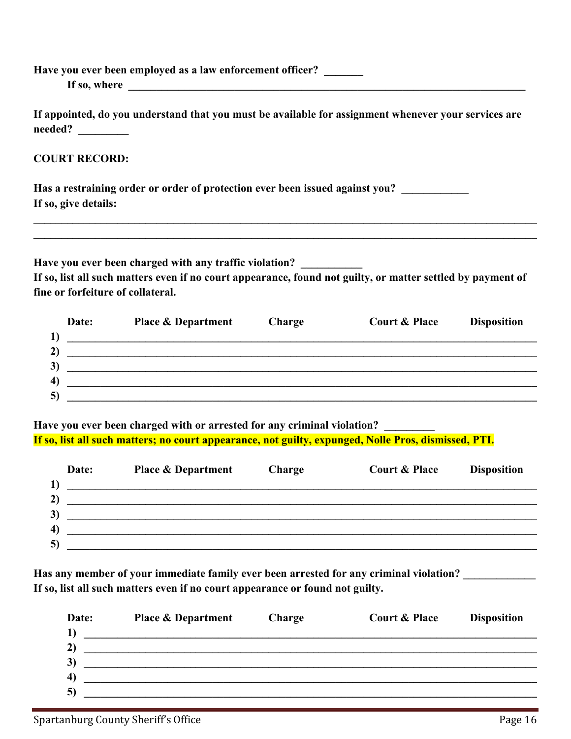**Have you ever been employed as a law enforcement officer? _______**

**If so, where ____________________________________________________________________________**

**If appointed, do you understand that you must be available for assignment whenever your services are needed? _________**

**COURT RECORD:**

**Has a restraining order or order of protection ever been issued against you? ____________**
**If so, give details:**

______________________________________________________________________________________________
______________________________________________________________________________________________

**Have you ever been charged with any traffic violation? ___________**
**If so, list all such matters even if no court appearance, found not guilty, or matter settled by payment of fine or forfeiture of collateral.**

| | Date: | Place & Department | Charge | Court & Place | Disposition |
|---|---|---|---|---|---|
| 1) | | | | | |
| 2) | | | | | |
| 3) | | | | | |
| 4) | | | | | |
| 5) | | | | | |

**Have you ever been charged with or arrested for any criminal violation? _________**
**If so, list all such matters; no court appearance, not guilty, expunged, Nolle Pros, dismissed, PTI.**

| | Date: | Place & Department | Charge | Court & Place | Disposition |
|---|---|---|---|---|---|
| 1) | | | | | |
| 2) | | | | | |
| 3) | | | | | |
| 4) | | | | | |
| 5) | | | | | |

**Has any member of your immediate family ever been arrested for any criminal violation? _____________**
**If so, list all such matters even if no court appearance or found not guilty.**

| | Date: | Place & Department | Charge | Court & Place | Disposition |
|---|---|---|---|---|---|
| 1) | | | | | |
| 2) | | | | | |
| 3) | | | | | |
| 4) | | | | | |
| 5) | | | | | |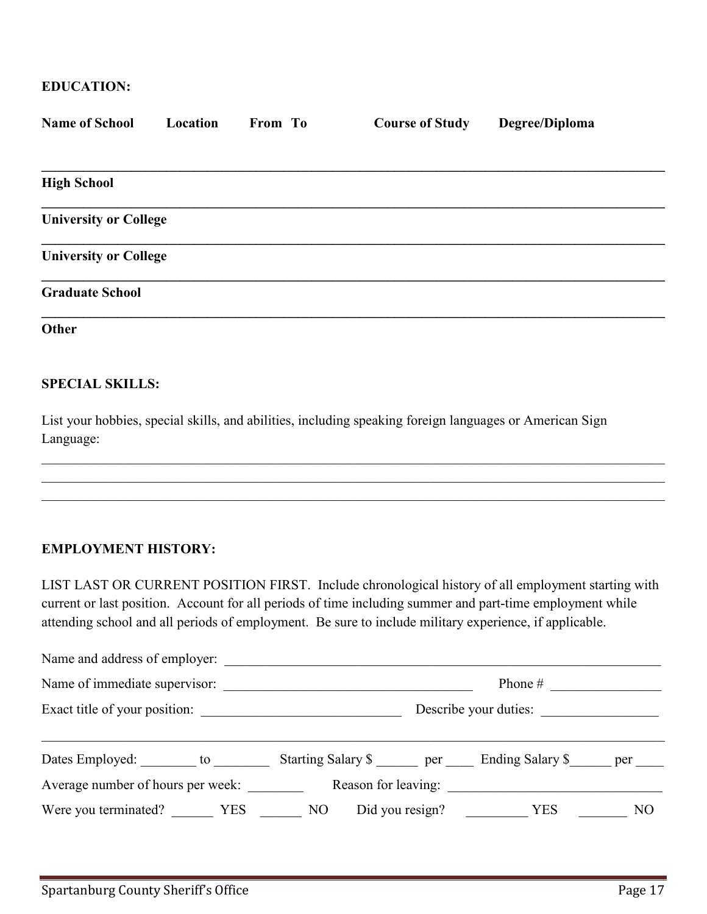**EDUCATION:**

| Name of School | Location | From | To | Course of Study | Degree/Diploma |
| --- | --- | --- | --- | --- | --- |
| High School | | | | | |
| University or College | | | | | |
| University or College | | | | | |
| Graduate School | | | | | |
| Other | | | | | |

**SPECIAL SKILLS:**

List your hobbies, special skills, and abilities, including speaking foreign languages or American Sign Language:

\_\_\_\_\_\_\_\_\_\_\_\_\_\_\_\_\_\_\_\_\_\_\_\_\_\_\_\_\_\_\_\_\_\_\_\_\_\_\_\_\_\_\_\_\_\_\_\_\_\_\_\_\_\_\_\_\_\_\_\_\_\_\_\_\_\_\_\_\_\_\_\_\_\_\_\_\_\_

\_\_\_\_\_\_\_\_\_\_\_\_\_\_\_\_\_\_\_\_\_\_\_\_\_\_\_\_\_\_\_\_\_\_\_\_\_\_\_\_\_\_\_\_\_\_\_\_\_\_\_\_\_\_\_\_\_\_\_\_\_\_\_\_\_\_\_\_\_\_\_\_\_\_\_\_\_\_

\_\_\_\_\_\_\_\_\_\_\_\_\_\_\_\_\_\_\_\_\_\_\_\_\_\_\_\_\_\_\_\_\_\_\_\_\_\_\_\_\_\_\_\_\_\_\_\_\_\_\_\_\_\_\_\_\_\_\_\_\_\_\_\_\_\_\_\_\_\_\_\_\_\_\_\_\_\_

**EMPLOYMENT HISTORY:**

LIST LAST OR CURRENT POSITION FIRST. Include chronological history of all employment starting with current or last position. Account for all periods of time including summer and part-time employment while attending school and all periods of employment. Be sure to include military experience, if applicable.

Name and address of employer: \_\_\_\_\_\_\_\_\_\_\_\_\_\_\_\_\_\_\_\_\_\_\_\_\_\_\_\_\_\_\_\_\_\_\_\_\_\_\_\_\_\_\_\_\_\_\_\_

Name of immediate supervisor: \_\_\_\_\_\_\_\_\_\_\_\_\_\_\_\_\_\_\_\_\_\_\_\_\_\_\_\_ Phone # \_\_\_\_\_\_\_\_\_\_\_\_

Exact title of your position: \_\_\_\_\_\_\_\_\_\_\_\_\_\_\_\_\_\_\_\_\_\_ Describe your duties: \_\_\_\_\_\_\_\_\_\_\_\_

\_\_\_\_\_\_\_\_\_\_\_\_\_\_\_\_\_\_\_\_\_\_\_\_\_\_\_\_\_\_\_\_\_\_\_\_\_\_\_\_\_\_\_\_\_\_\_\_\_\_\_\_\_\_\_\_\_\_\_\_\_\_\_\_\_\_\_\_\_\_\_\_\_\_\_\_\_\_

Dates Employed: \_\_\_\_\_\_\_\_ to \_\_\_\_\_\_\_\_ Starting Salary $ \_\_\_\_\_\_ per \_\_\_\_ Ending Salary $\_\_\_\_\_\_ per \_\_\_\_

Average number of hours per week: \_\_\_\_\_\_\_\_ Reason for leaving: \_\_\_\_\_\_\_\_\_\_\_\_\_\_\_\_\_\_\_\_\_\_\_\_

Were you terminated? \_\_\_\_\_\_ YES \_\_\_\_\_\_ NO Did you resign? \_\_\_\_\_\_\_\_\_ YES \_\_\_\_\_\_\_ NO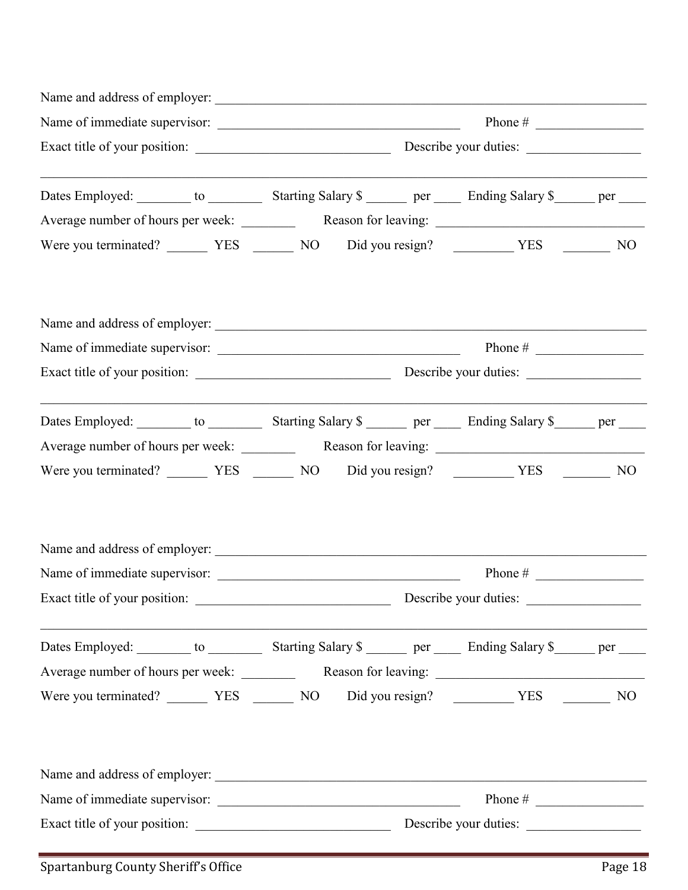Name and address of employer: ______________________________________________________________

Name of immediate supervisor: __________________________________ Phone # ______________

Exact title of your position: __________________________ Describe your duties: _______________

_____________________________________________________________________________

Dates Employed: _______ to _______ Starting Salary $ _____ per ____ Ending Salary $_____ per ____

Average number of hours per week: _______ Reason for leaving: ___________________________

Were you terminated? _____ YES _____ NO Did you resign? ________ YES ______ NO

Name and address of employer: ______________________________________________________________

Name of immediate supervisor: __________________________________ Phone # ______________

Exact title of your position: __________________________ Describe your duties: _______________

_____________________________________________________________________________

Dates Employed: _______ to _______ Starting Salary $ _____ per ____ Ending Salary $_____ per ____

Average number of hours per week: _______ Reason for leaving: ___________________________

Were you terminated? _____ YES _____ NO Did you resign? ________ YES ______ NO

Name and address of employer: ______________________________________________________________

Name of immediate supervisor: __________________________________ Phone # ______________

Exact title of your position: __________________________ Describe your duties: _______________

_____________________________________________________________________________

Dates Employed: _______ to _______ Starting Salary $ _____ per ____ Ending Salary $_____ per ____

Average number of hours per week: _______ Reason for leaving: ___________________________

Were you terminated? _____ YES _____ NO Did you resign? ________ YES ______ NO

Name and address of employer: ______________________________________________________________

Name of immediate supervisor: __________________________________ Phone # ______________

Exact title of your position: __________________________ Describe your duties: _______________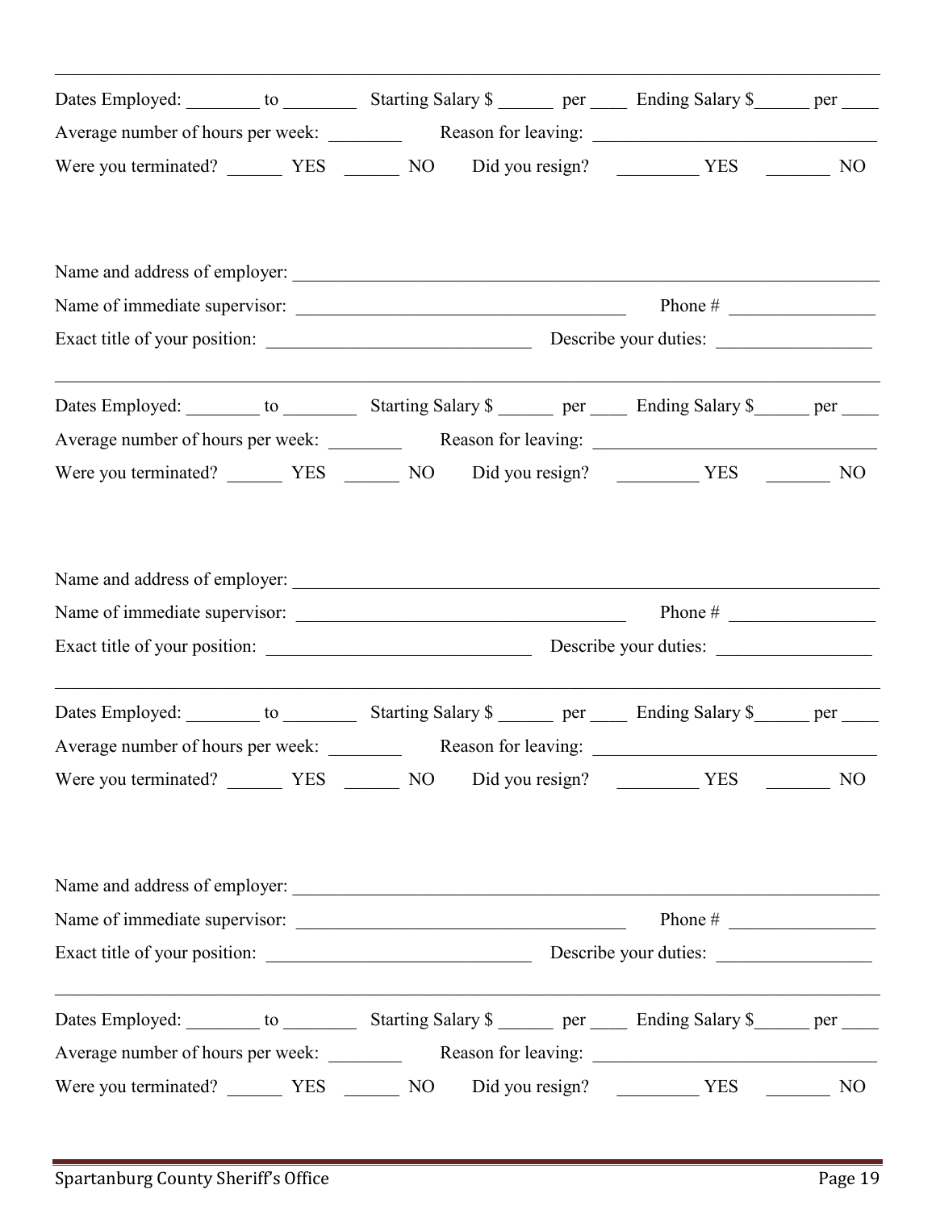---

Dates Employed: ________ to ________ Starting Salary $ ______ per ____ Ending Salary $______ per ____

Average number of hours per week: ________ Reason for leaving: ______________________________

Were you terminated? ______ YES ______ NO Did you resign? _________ YES _______ NO

Name and address of employer: ______________________________________________________________

Name of immediate supervisor: ___________________________________ Phone # ________________

Exact title of your position: _____________________________ Describe your duties: _________________

---

Dates Employed: ________ to ________ Starting Salary $ ______ per ____ Ending Salary $______ per ____

Average number of hours per week: ________ Reason for leaving: ______________________________

Were you terminated? ______ YES ______ NO Did you resign? _________ YES _______ NO

Name and address of employer: ______________________________________________________________

Name of immediate supervisor: ___________________________________ Phone # ________________

Exact title of your position: _____________________________ Describe your duties: _________________

---

Dates Employed: ________ to ________ Starting Salary $ ______ per ____ Ending Salary $______ per ____

Average number of hours per week: ________ Reason for leaving: ______________________________

Were you terminated? ______ YES ______ NO Did you resign? _________ YES _______ NO

Name and address of employer: ______________________________________________________________

Name of immediate supervisor: ___________________________________ Phone # ________________

Exact title of your position: _____________________________ Describe your duties: _________________

---

Dates Employed: ________ to ________ Starting Salary $ ______ per ____ Ending Salary $______ per ____

Average number of hours per week: ________ Reason for leaving: ______________________________

Were you terminated? ______ YES ______ NO Did you resign? _________ YES _______ NO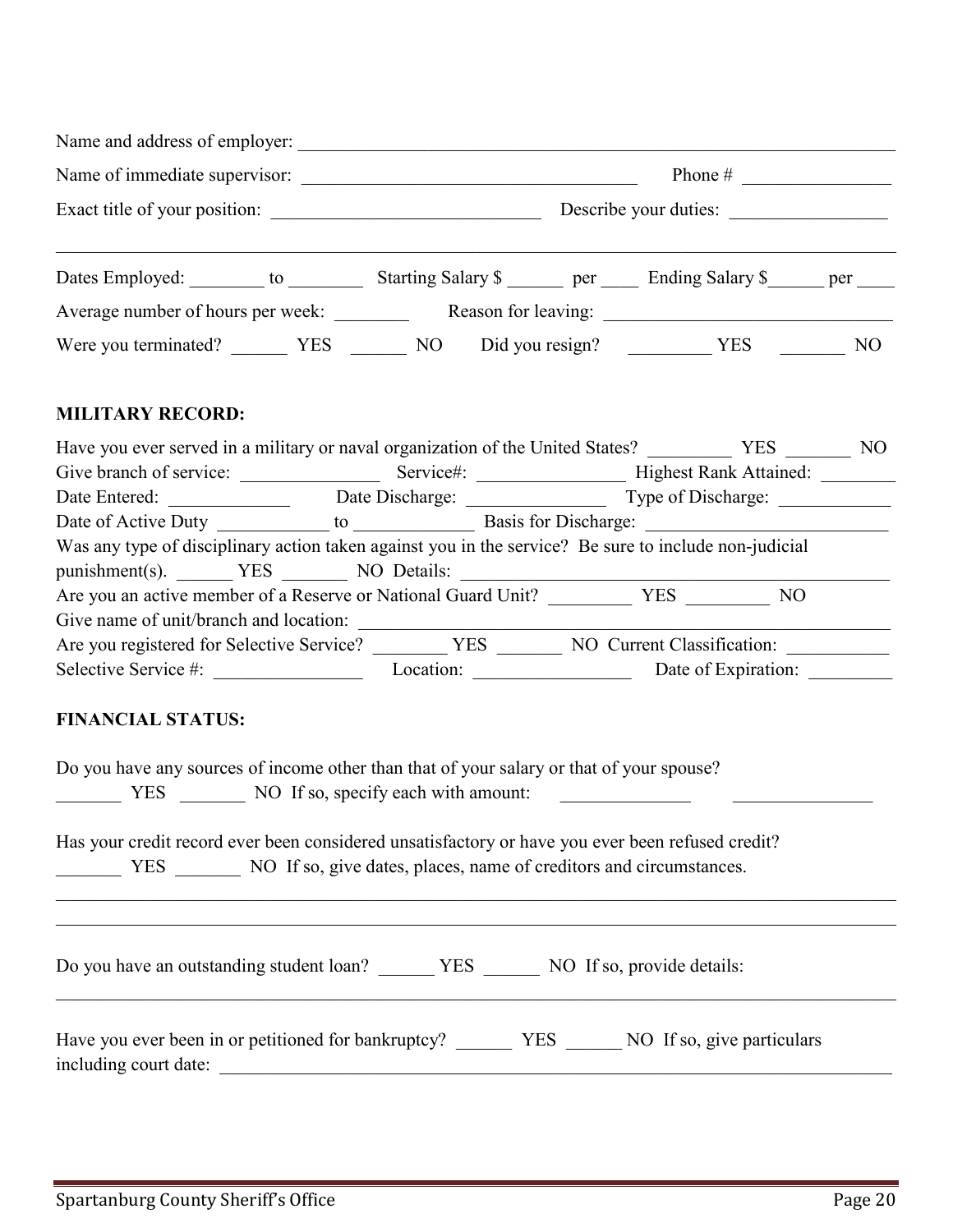Name and address of employer: _______________________________________________

Name of immediate supervisor: ______________________________ Phone # ______________

Exact title of your position: __________________________ Describe your duties: ______________

_______________________________________________________________________________

Dates Employed: ________ to ________ Starting Salary $ ______ per ____ Ending Salary $______ per ____

Average number of hours per week: ________ Reason for leaving: ____________________________

Were you terminated? ______ YES ______ NO Did you resign? _________ YES _______ NO

**MILITARY RECORD:**

Have you ever served in a military or naval organization of the United States? _________ YES _______ NO

Give branch of service: _______________ Service#: ________________ Highest Rank Attained: ________

Date Entered: _____________ Date Discharge: _______________ Type of Discharge: ____________

Date of Active Duty ____________ to _____________ Basis for Discharge: _________________________

Was any type of disciplinary action taken against you in the service? Be sure to include non-judicial punishment(s). ______ YES _______ NO Details: _______________________________________________

Are you an active member of a Reserve or National Guard Unit? _________ YES _________ NO

Give name of unit/branch and location: ______________________________________________________

Are you registered for Selective Service? ________ YES _______ NO Current Classification: ___________

Selective Service #: ________________ Location: _________________ Date of Expiration: _________

**FINANCIAL STATUS:**

Do you have any sources of income other than that of your salary or that of your spouse?

_______ YES _______ NO If so, specify each with amount: ______________ _______________

Has your credit record ever been considered unsatisfactory or have you ever been refused credit?

_______ YES _______ NO If so, give dates, places, name of creditors and circumstances.

_______________________________________________________________________________

_______________________________________________________________________________

Do you have an outstanding student loan? ______ YES ______ NO If so, provide details:

_______________________________________________________________________________

Have you ever been in or petitioned for bankruptcy? ______ YES ______ NO If so, give particulars including court date: _______________________________________________________________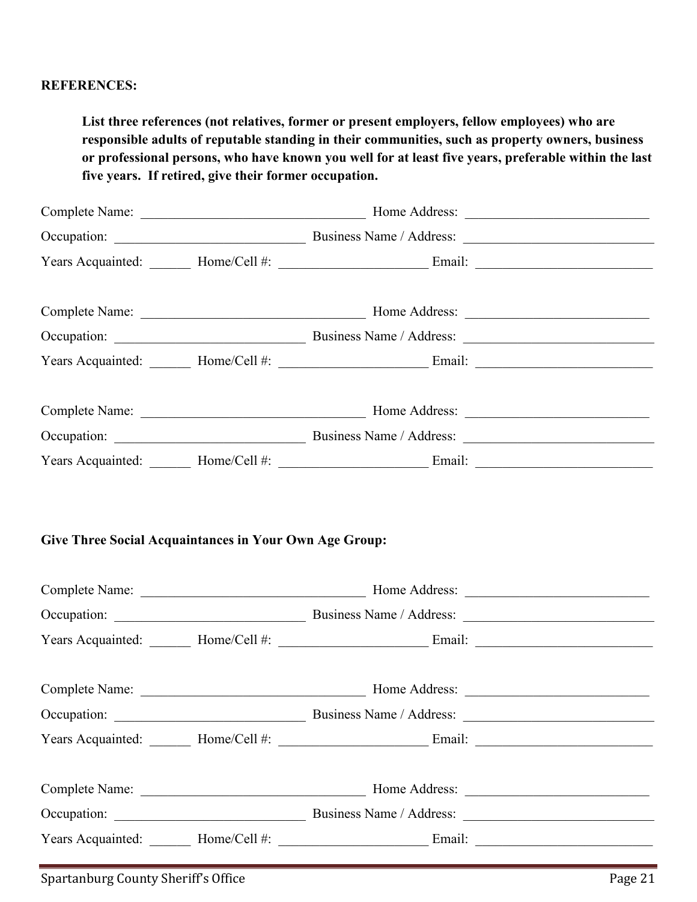**REFERENCES:**

**List three references (not relatives, former or present employers, fellow employees) who are responsible adults of reputable standing in their communities, such as property owners, business or professional persons, who have known you well for at least five years, preferable within the last five years. If retired, give their former occupation.**

Complete Name: ______________________________ Home Address: ______________________________

Occupation: ______________________________ Business Name / Address: ______________________________

Years Acquainted: ______ Home/Cell #: ______________________ Email: ______________________________

Complete Name: ______________________________ Home Address: ______________________________

Occupation: ______________________________ Business Name / Address: ______________________________

Years Acquainted: ______ Home/Cell #: ______________________ Email: ______________________________

Complete Name: ______________________________ Home Address: ______________________________

Occupation: ______________________________ Business Name / Address: ______________________________

Years Acquainted: ______ Home/Cell #: ______________________ Email: ______________________________

**Give Three Social Acquaintances in Your Own Age Group:**

Complete Name: ______________________________ Home Address: ______________________________

Occupation: ______________________________ Business Name / Address: ______________________________

Years Acquainted: ______ Home/Cell #: ______________________ Email: ______________________________

Complete Name: ______________________________ Home Address: ______________________________

Occupation: ______________________________ Business Name / Address: ______________________________

Years Acquainted: ______ Home/Cell #: ______________________ Email: ______________________________

Complete Name: ______________________________ Home Address: ______________________________

Occupation: ______________________________ Business Name / Address: ______________________________

Years Acquainted: ______ Home/Cell #: ______________________ Email: ______________________________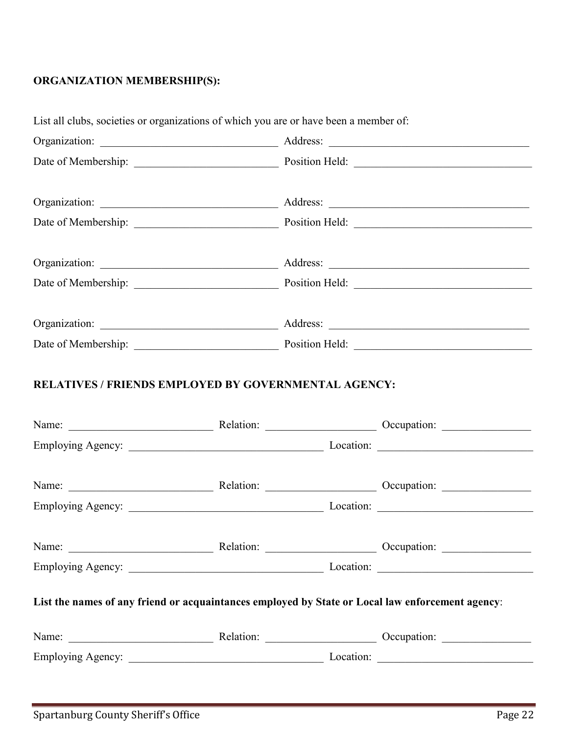**ORGANIZATION MEMBERSHIP(S):**

List all clubs, societies or organizations of which you are or have been a member of:

Organization: ______________________________ Address: ______________________________

Date of Membership: ______________________________ Position Held: ______________________________

Organization: ______________________________ Address: ______________________________

Date of Membership: ______________________________ Position Held: ______________________________

Organization: ______________________________ Address: ______________________________

Date of Membership: ______________________________ Position Held: ______________________________

Organization: ______________________________ Address: ______________________________

Date of Membership: ______________________________ Position Held: ______________________________

**RELATIVES / FRIENDS EMPLOYED BY GOVERNMENTAL AGENCY:**

Name: ______________________ Relation: ____________________ Occupation: ________________

Employing Agency: ______________________________ Location: ______________________________

Name: ______________________ Relation: ____________________ Occupation: ________________

Employing Agency: ______________________________ Location: ______________________________

Name: ______________________ Relation: ____________________ Occupation: ________________

Employing Agency: ______________________________ Location: ______________________________

**List the names of any friend or acquaintances employed by State or Local law enforcement agency**:

Name: ______________________ Relation: ____________________ Occupation: ________________

Employing Agency: ______________________________ Location: ______________________________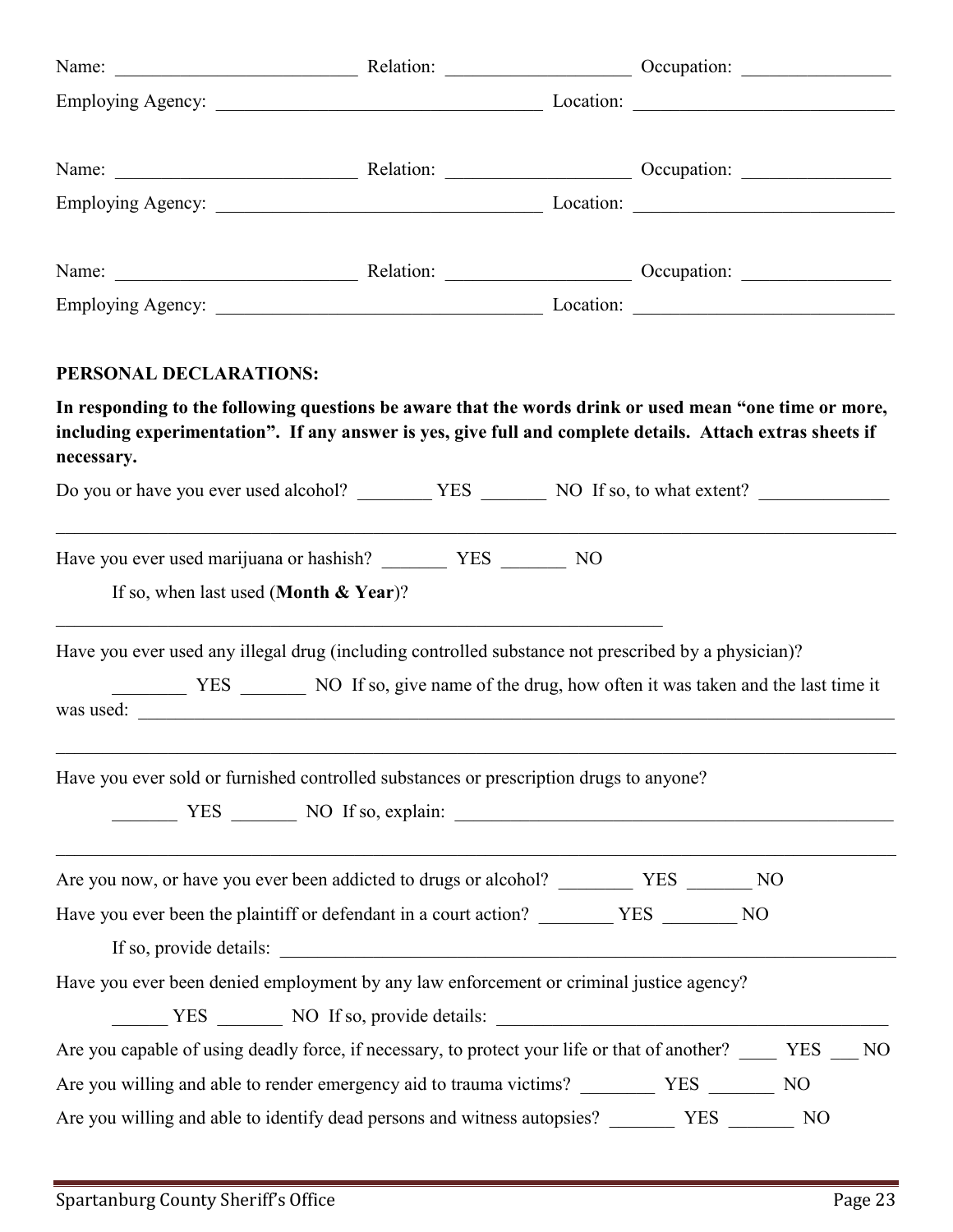Name: ___________________________ Relation: ____________________ Occupation: ________________

Employing Agency: ____________________________________ Location: ____________________________

Name: ___________________________ Relation: ____________________ Occupation: ________________

Employing Agency: ____________________________________ Location: ____________________________

Name: ___________________________ Relation: ____________________ Occupation: ________________

Employing Agency: ____________________________________ Location: ____________________________

**PERSONAL DECLARATIONS:**

**In responding to the following questions be aware that the words drink or used mean "one time or more, including experimentation". If any answer is yes, give full and complete details. Attach extras sheets if necessary.**

Do you or have you ever used alcohol? ________ YES _______ NO If so, to what extent? ______________

_____________________________________________________________________________________________

Have you ever used marijuana or hashish? _______ YES _______ NO

If so, when last used (**Month & Year**)?

_____________________________________________________________________

Have you ever used any illegal drug (including controlled substance not prescribed by a physician)?

________ YES _______ NO If so, give name of the drug, how often it was taken and the last time it was used: _____________________________________________________________________________

_____________________________________________________________________________________________

Have you ever sold or furnished controlled substances or prescription drugs to anyone?

_______ YES _______ NO If so, explain: _________________________________________________

_____________________________________________________________________________________________

Are you now, or have you ever been addicted to drugs or alcohol? ________ YES _______ NO

Have you ever been the plaintiff or defendant in a court action? ________ YES ________ NO

If so, provide details: _________________________________________________________________

Have you ever been denied employment by any law enforcement or criminal justice agency?

______ YES _______ NO If so, provide details: ___________________________________________

Are you capable of using deadly force, if necessary, to protect your life or that of another? ____ YES ___ NO

Are you willing and able to render emergency aid to trauma victims? ________ YES _______ NO

Are you willing and able to identify dead persons and witness autopsies? _______ YES _______ NO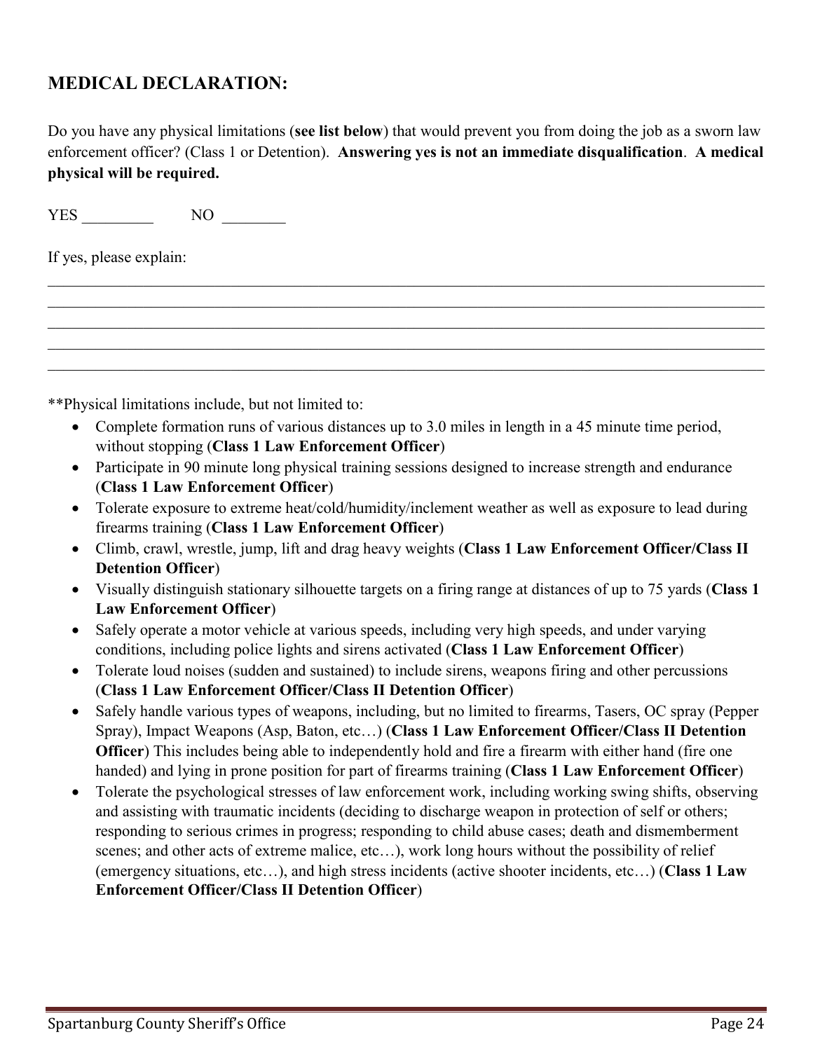## MEDICAL DECLARATION:

Do you have any physical limitations (**see list below**) that would prevent you from doing the job as a sworn law enforcement officer? (Class 1 or Detention). **Answering yes is not an immediate disqualification**. **A medical physical will be required.**

YES _________ NO ________

If yes, please explain:

______________________________________________________________________________________________
______________________________________________________________________________________________
______________________________________________________________________________________________
______________________________________________________________________________________________
______________________________________________________________________________________________

**Physical limitations include, but not limited to:

- Complete formation runs of various distances up to 3.0 miles in length in a 45 minute time period, without stopping (**Class 1 Law Enforcement Officer**)
- Participate in 90 minute long physical training sessions designed to increase strength and endurance (**Class 1 Law Enforcement Officer**)
- Tolerate exposure to extreme heat/cold/humidity/inclement weather as well as exposure to lead during firearms training (**Class 1 Law Enforcement Officer**)
- Climb, crawl, wrestle, jump, lift and drag heavy weights (**Class 1 Law Enforcement Officer/Class II Detention Officer**)
- Visually distinguish stationary silhouette targets on a firing range at distances of up to 75 yards (**Class 1 Law Enforcement Officer**)
- Safely operate a motor vehicle at various speeds, including very high speeds, and under varying conditions, including police lights and sirens activated (**Class 1 Law Enforcement Officer**)
- Tolerate loud noises (sudden and sustained) to include sirens, weapons firing and other percussions (**Class 1 Law Enforcement Officer/Class II Detention Officer**)
- Safely handle various types of weapons, including, but no limited to firearms, Tasers, OC spray (Pepper Spray), Impact Weapons (Asp, Baton, etc…) (**Class 1 Law Enforcement Officer/Class II Detention Officer**) This includes being able to independently hold and fire a firearm with either hand (fire one handed) and lying in prone position for part of firearms training (**Class 1 Law Enforcement Officer**)
- Tolerate the psychological stresses of law enforcement work, including working swing shifts, observing and assisting with traumatic incidents (deciding to discharge weapon in protection of self or others; responding to serious crimes in progress; responding to child abuse cases; death and dismemberment scenes; and other acts of extreme malice, etc…), work long hours without the possibility of relief (emergency situations, etc…), and high stress incidents (active shooter incidents, etc…) (**Class 1 Law Enforcement Officer/Class II Detention Officer**)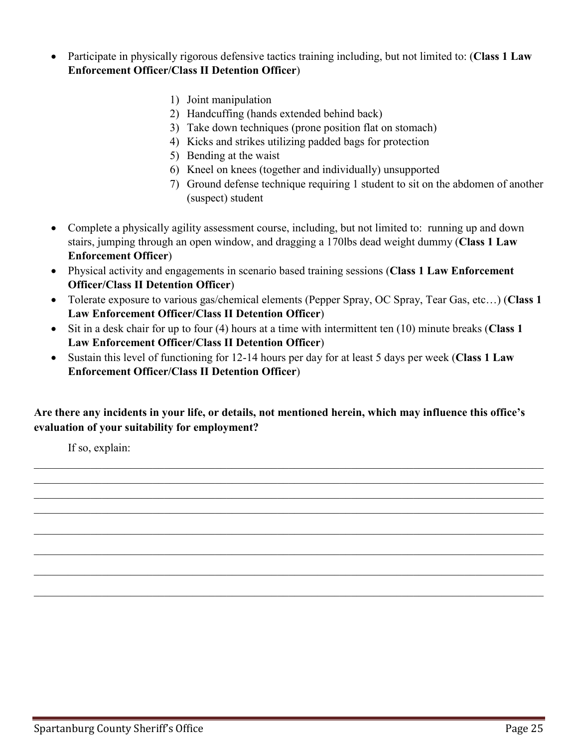- Participate in physically rigorous defensive tactics training including, but not limited to: (**Class 1 Law Enforcement Officer/Class II Detention Officer**)

    1) Joint manipulation
    2) Handcuffing (hands extended behind back)
    3) Take down techniques (prone position flat on stomach)
    4) Kicks and strikes utilizing padded bags for protection
    5) Bending at the waist
    6) Kneel on knees (together and individually) unsupported
    7) Ground defense technique requiring 1 student to sit on the abdomen of another (suspect) student

- Complete a physically agility assessment course, including, but not limited to: running up and down stairs, jumping through an open window, and dragging a 170lbs dead weight dummy (**Class 1 Law Enforcement Officer**)
- Physical activity and engagements in scenario based training sessions (**Class 1 Law Enforcement Officer/Class II Detention Officer**)
- Tolerate exposure to various gas/chemical elements (Pepper Spray, OC Spray, Tear Gas, etc…) (**Class 1 Law Enforcement Officer/Class II Detention Officer**)
- Sit in a desk chair for up to four (4) hours at a time with intermittent ten (10) minute breaks (**Class 1 Law Enforcement Officer/Class II Detention Officer**)
- Sustain this level of functioning for 12-14 hours per day for at least 5 days per week (**Class 1 Law Enforcement Officer/Class II Detention Officer**)

**Are there any incidents in your life, or details, not mentioned herein, which may influence this office's evaluation of your suitability for employment?**

If so, explain:

________________________________________________________________________________________

________________________________________________________________________________________

________________________________________________________________________________________

________________________________________________________________________________________

________________________________________________________________________________________

________________________________________________________________________________________

________________________________________________________________________________________

________________________________________________________________________________________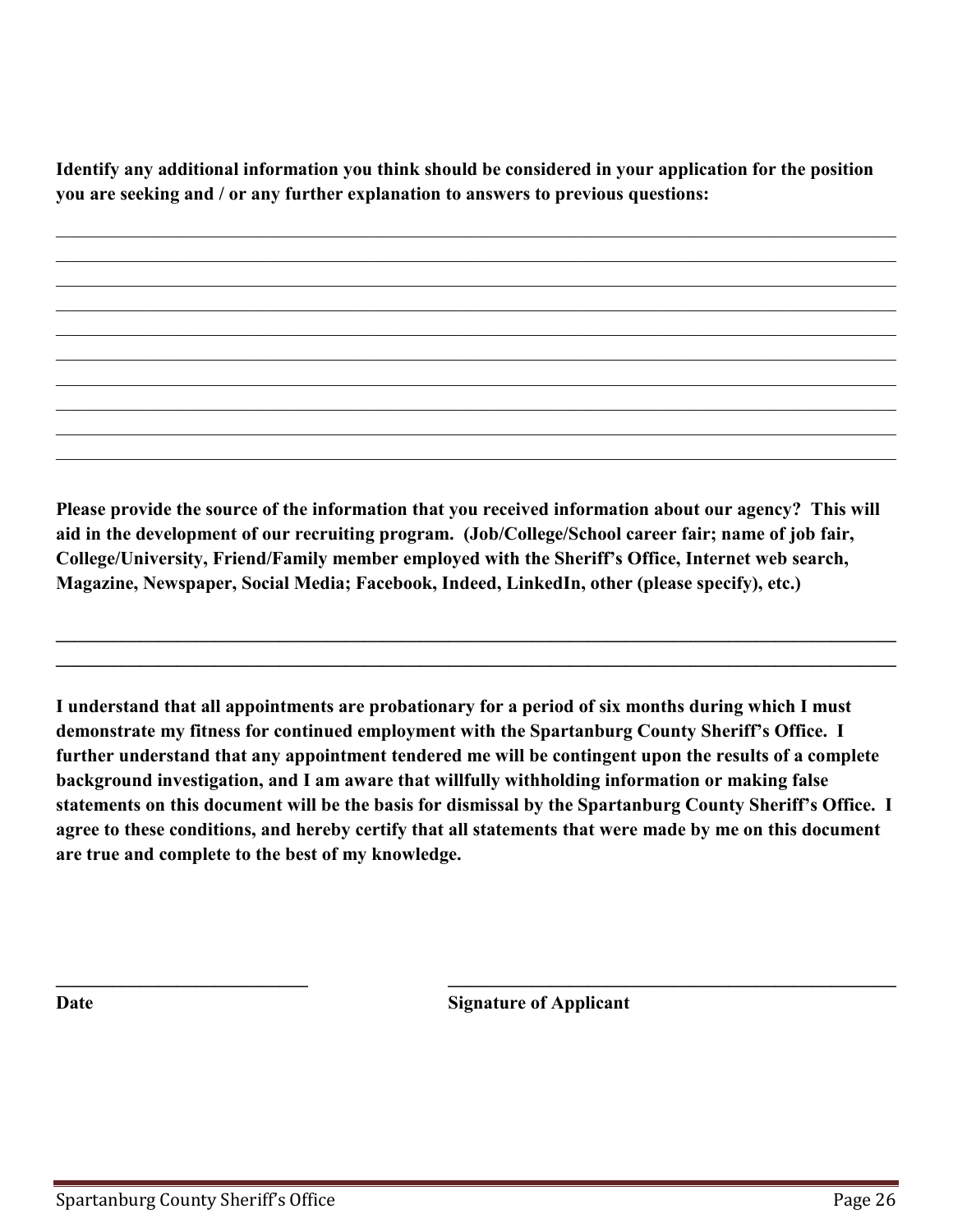**Identify any additional information you think should be considered in your application for the position you are seeking and / or any further explanation to answers to previous questions:**

\_\_\_\_\_\_\_\_\_\_\_\_\_\_\_\_\_\_\_\_\_\_\_\_\_\_\_\_\_\_\_\_\_\_\_\_\_\_\_\_\_\_\_\_\_\_\_\_\_\_\_\_\_\_\_\_\_\_\_\_\_\_\_\_\_\_\_\_\_\_\_\_\_\_\_\_\_\_

\_\_\_\_\_\_\_\_\_\_\_\_\_\_\_\_\_\_\_\_\_\_\_\_\_\_\_\_\_\_\_\_\_\_\_\_\_\_\_\_\_\_\_\_\_\_\_\_\_\_\_\_\_\_\_\_\_\_\_\_\_\_\_\_\_\_\_\_\_\_\_\_\_\_\_\_\_\_

\_\_\_\_\_\_\_\_\_\_\_\_\_\_\_\_\_\_\_\_\_\_\_\_\_\_\_\_\_\_\_\_\_\_\_\_\_\_\_\_\_\_\_\_\_\_\_\_\_\_\_\_\_\_\_\_\_\_\_\_\_\_\_\_\_\_\_\_\_\_\_\_\_\_\_\_\_\_

\_\_\_\_\_\_\_\_\_\_\_\_\_\_\_\_\_\_\_\_\_\_\_\_\_\_\_\_\_\_\_\_\_\_\_\_\_\_\_\_\_\_\_\_\_\_\_\_\_\_\_\_\_\_\_\_\_\_\_\_\_\_\_\_\_\_\_\_\_\_\_\_\_\_\_\_\_\_

\_\_\_\_\_\_\_\_\_\_\_\_\_\_\_\_\_\_\_\_\_\_\_\_\_\_\_\_\_\_\_\_\_\_\_\_\_\_\_\_\_\_\_\_\_\_\_\_\_\_\_\_\_\_\_\_\_\_\_\_\_\_\_\_\_\_\_\_\_\_\_\_\_\_\_\_\_\_

\_\_\_\_\_\_\_\_\_\_\_\_\_\_\_\_\_\_\_\_\_\_\_\_\_\_\_\_\_\_\_\_\_\_\_\_\_\_\_\_\_\_\_\_\_\_\_\_\_\_\_\_\_\_\_\_\_\_\_\_\_\_\_\_\_\_\_\_\_\_\_\_\_\_\_\_\_\_

\_\_\_\_\_\_\_\_\_\_\_\_\_\_\_\_\_\_\_\_\_\_\_\_\_\_\_\_\_\_\_\_\_\_\_\_\_\_\_\_\_\_\_\_\_\_\_\_\_\_\_\_\_\_\_\_\_\_\_\_\_\_\_\_\_\_\_\_\_\_\_\_\_\_\_\_\_\_

\_\_\_\_\_\_\_\_\_\_\_\_\_\_\_\_\_\_\_\_\_\_\_\_\_\_\_\_\_\_\_\_\_\_\_\_\_\_\_\_\_\_\_\_\_\_\_\_\_\_\_\_\_\_\_\_\_\_\_\_\_\_\_\_\_\_\_\_\_\_\_\_\_\_\_\_\_\_

\_\_\_\_\_\_\_\_\_\_\_\_\_\_\_\_\_\_\_\_\_\_\_\_\_\_\_\_\_\_\_\_\_\_\_\_\_\_\_\_\_\_\_\_\_\_\_\_\_\_\_\_\_\_\_\_\_\_\_\_\_\_\_\_\_\_\_\_\_\_\_\_\_\_\_\_\_\_

\_\_\_\_\_\_\_\_\_\_\_\_\_\_\_\_\_\_\_\_\_\_\_\_\_\_\_\_\_\_\_\_\_\_\_\_\_\_\_\_\_\_\_\_\_\_\_\_\_\_\_\_\_\_\_\_\_\_\_\_\_\_\_\_\_\_\_\_\_\_\_\_\_\_\_\_\_\_

**Please provide the source of the information that you received information about our agency? This will aid in the development of our recruiting program. (Job/College/School career fair; name of job fair, College/University, Friend/Family member employed with the Sheriff's Office, Internet web search, Magazine, Newspaper, Social Media; Facebook, Indeed, LinkedIn, other (please specify), etc.)**

\_\_\_\_\_\_\_\_\_\_\_\_\_\_\_\_\_\_\_\_\_\_\_\_\_\_\_\_\_\_\_\_\_\_\_\_\_\_\_\_\_\_\_\_\_\_\_\_\_\_\_\_\_\_\_\_\_\_\_\_\_\_\_\_\_\_\_\_\_\_\_\_\_\_\_\_\_\_

\_\_\_\_\_\_\_\_\_\_\_\_\_\_\_\_\_\_\_\_\_\_\_\_\_\_\_\_\_\_\_\_\_\_\_\_\_\_\_\_\_\_\_\_\_\_\_\_\_\_\_\_\_\_\_\_\_\_\_\_\_\_\_\_\_\_\_\_\_\_\_\_\_\_\_\_\_\_

**I understand that all appointments are probationary for a period of six months during which I must demonstrate my fitness for continued employment with the Spartanburg County Sheriff's Office. I further understand that any appointment tendered me will be contingent upon the results of a complete background investigation, and I am aware that willfully withholding information or making false statements on this document will be the basis for dismissal by the Spartanburg County Sheriff's Office. I agree to these conditions, and hereby certify that all statements that were made by me on this document are true and complete to the best of my knowledge.**

\_\_\_\_\_\_\_\_\_\_\_\_\_\_\_\_\_\_\_\_\_\_\_\_\_\_\_\_ \_\_\_\_\_\_\_\_\_\_\_\_\_\_\_\_\_\_\_\_\_\_\_\_\_\_\_\_\_\_\_\_\_\_\_\_\_\_\_\_\_\_\_\_\_\_

**Date** **Signature of Applicant**